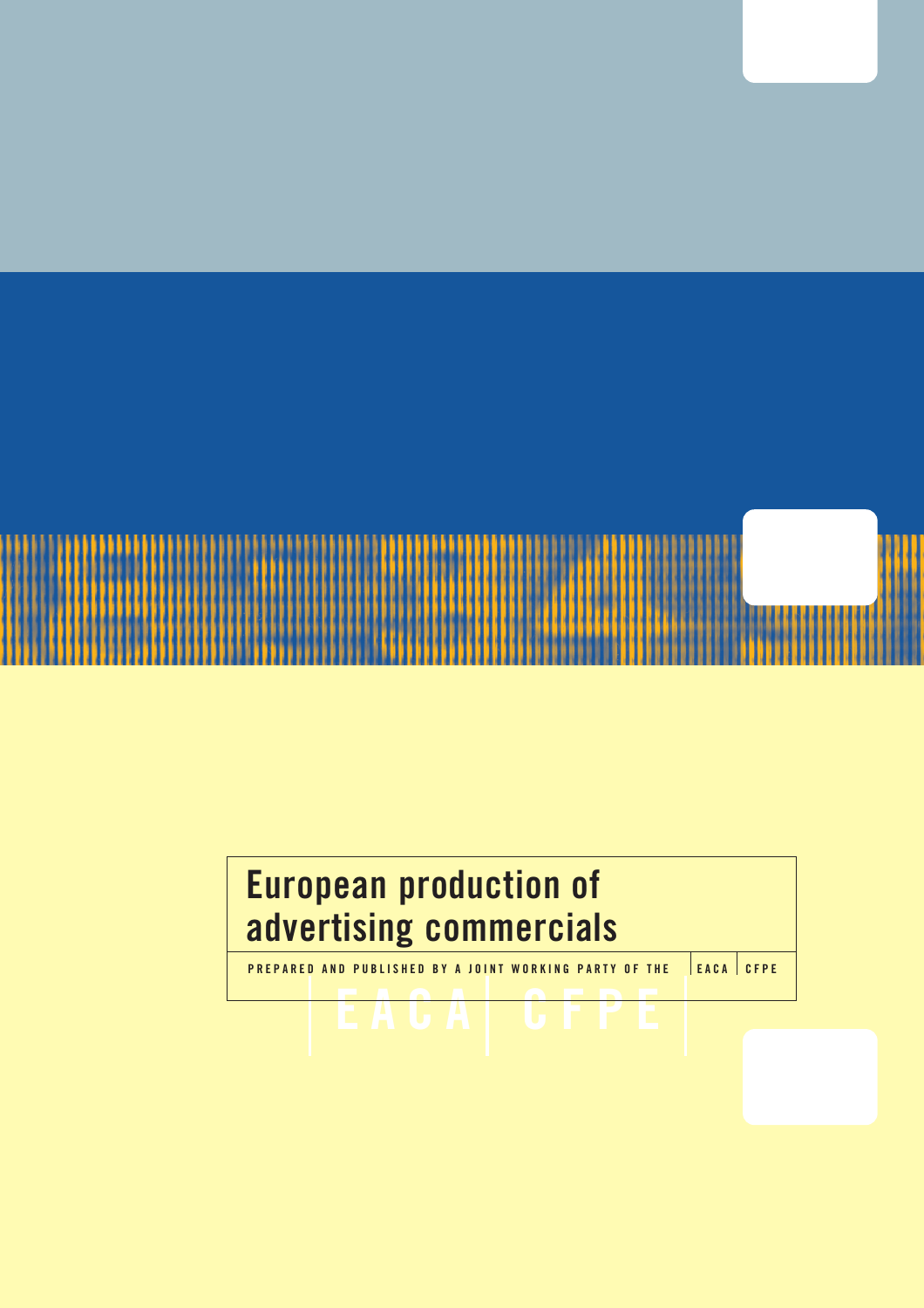# European production of advertising commercials

PREPARED AND PUBLISHED BY A JOINT WORKING PARTY OF THE EACA | CFPE

EACA | CFPE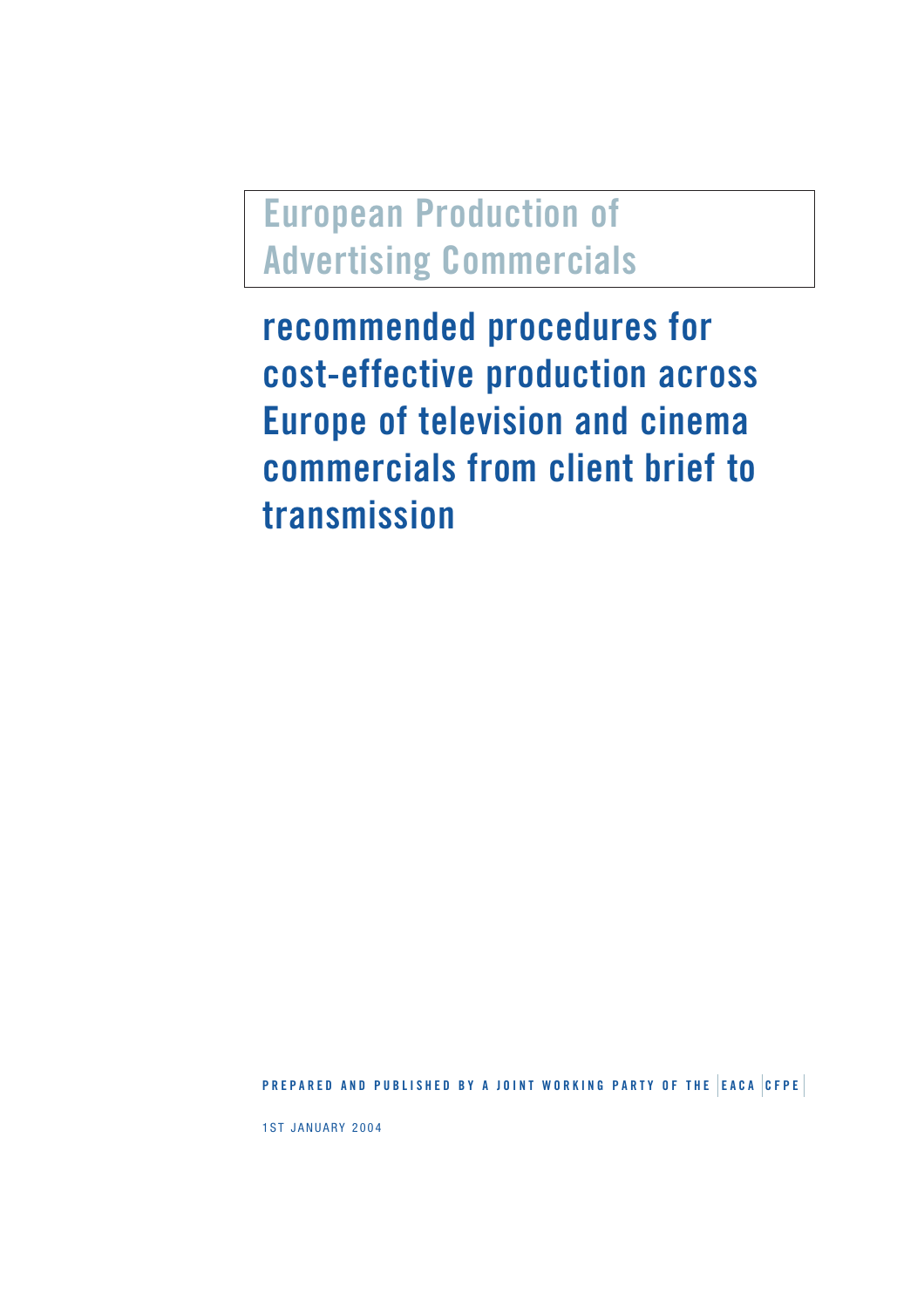# European Production of Advertising Commercials

## recommended procedures for cost-effective production across Europe of television and cinema commercials from client brief to transmission

**PREPARED AND PUBLISHED BY A JOINT WORKING PARTY OF THE EACA CFPE**

1ST JANUARY 2004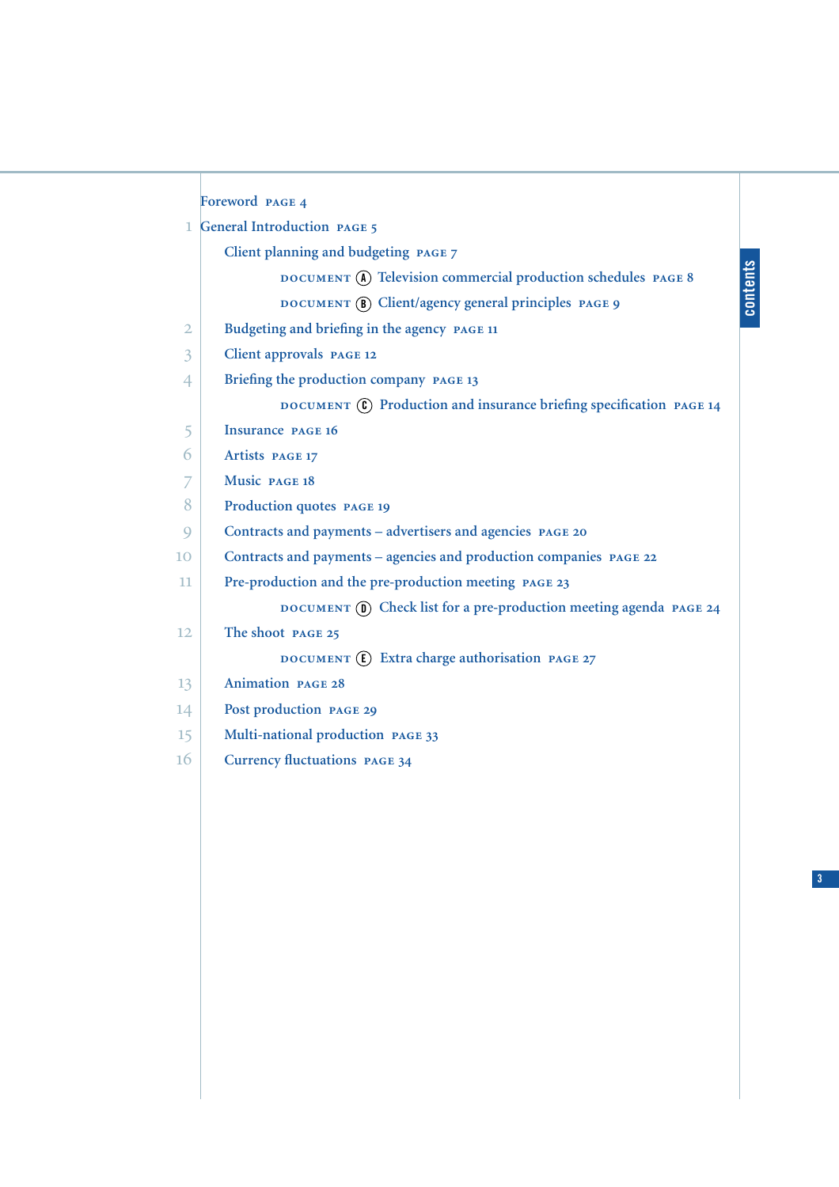# contents

Foreword PAGE 4

1 General Introduction PAGE 5

- Client planning and budgeting PAGE 7
  - DOCUMENT (A) Television commercial production schedules PAGE 8
  - DOCUMENT (B) Client/agency general principles PAGE 9

2 Budgeting and briefing in the agency PAGE 11

3 Client approvals PAGE 12

4 Briefing the production company PAGE 13

- DOCUMENT (C) Production and insurance briefing specification PAGE 14

5 Insurance PAGE 16

6 Artists PAGE 17

7 Music PAGE 18

8 Production quotes PAGE 19

9 Contracts and payments – advertisers and agencies PAGE 20

10 Contracts and payments – agencies and production companies PAGE 22

11 Pre-production and the pre-production meeting PAGE 23

- DOCUMENT (D) Check list for a pre-production meeting agenda PAGE 24

12 The shoot PAGE 25

- DOCUMENT (E) Extra charge authorisation PAGE 27

13 Animation PAGE 28

14 Post production PAGE 29

15 Multi-national production PAGE 33

16 Currency fluctuations PAGE 34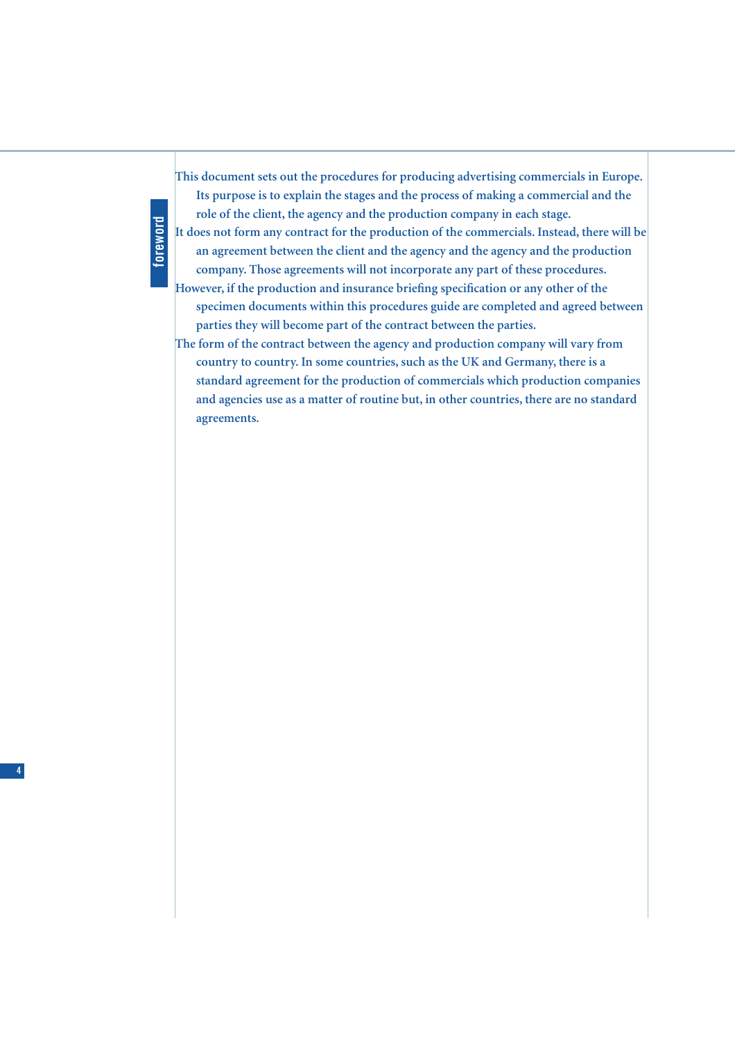# foreword

This document sets out the procedures for producing advertising commercials in Europe. Its purpose is to explain the stages and the process of making a commercial and the role of the client, the agency and the production company in each stage.

It does not form any contract for the production of the commercials. Instead, there will be an agreement between the client and the agency and the agency and the production company. Those agreements will not incorporate any part of these procedures.

However, if the production and insurance briefing specification or any other of the specimen documents within this procedures guide are completed and agreed between parties they will become part of the contract between the parties.

The form of the contract between the agency and production company will vary from country to country. In some countries, such as the UK and Germany, there is a standard agreement for the production of commercials which production companies and agencies use as a matter of routine but, in other countries, there are no standard agreements.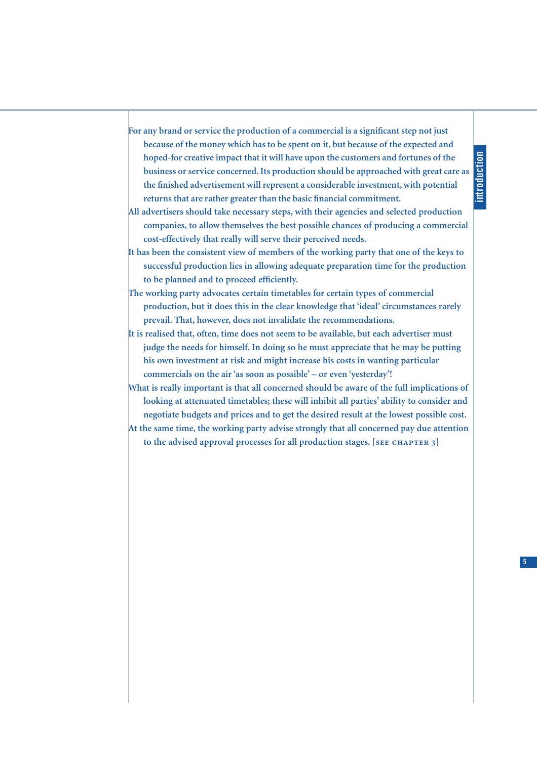For any brand or service the production of a commercial is a significant step not just because of the money which has to be spent on it, but because of the expected and hoped-for creative impact that it will have upon the customers and fortunes of the business or service concerned. Its production should be approached with great care as the finished advertisement will represent a considerable investment, with potential returns that are rather greater than the basic financial commitment.

All advertisers should take necessary steps, with their agencies and selected production companies, to allow themselves the best possible chances of producing a commercial cost-effectively that really will serve their perceived needs.

It has been the consistent view of members of the working party that one of the keys to successful production lies in allowing adequate preparation time for the production to be planned and to proceed efficiently.

The working party advocates certain timetables for certain types of commercial production, but it does this in the clear knowledge that 'ideal' circumstances rarely prevail. That, however, does not invalidate the recommendations.

It is realised that, often, time does not seem to be available, but each advertiser must judge the needs for himself. In doing so he must appreciate that he may be putting his own investment at risk and might increase his costs in wanting particular commercials on the air 'as soon as possible' – or even 'yesterday'!

What is really important is that all concerned should be aware of the full implications of looking at attenuated timetables; these will inhibit all parties' ability to consider and negotiate budgets and prices and to get the desired result at the lowest possible cost.

At the same time, the working party advise strongly that all concerned pay due attention to the advised approval processes for all production stages. [SEE CHAPTER 3]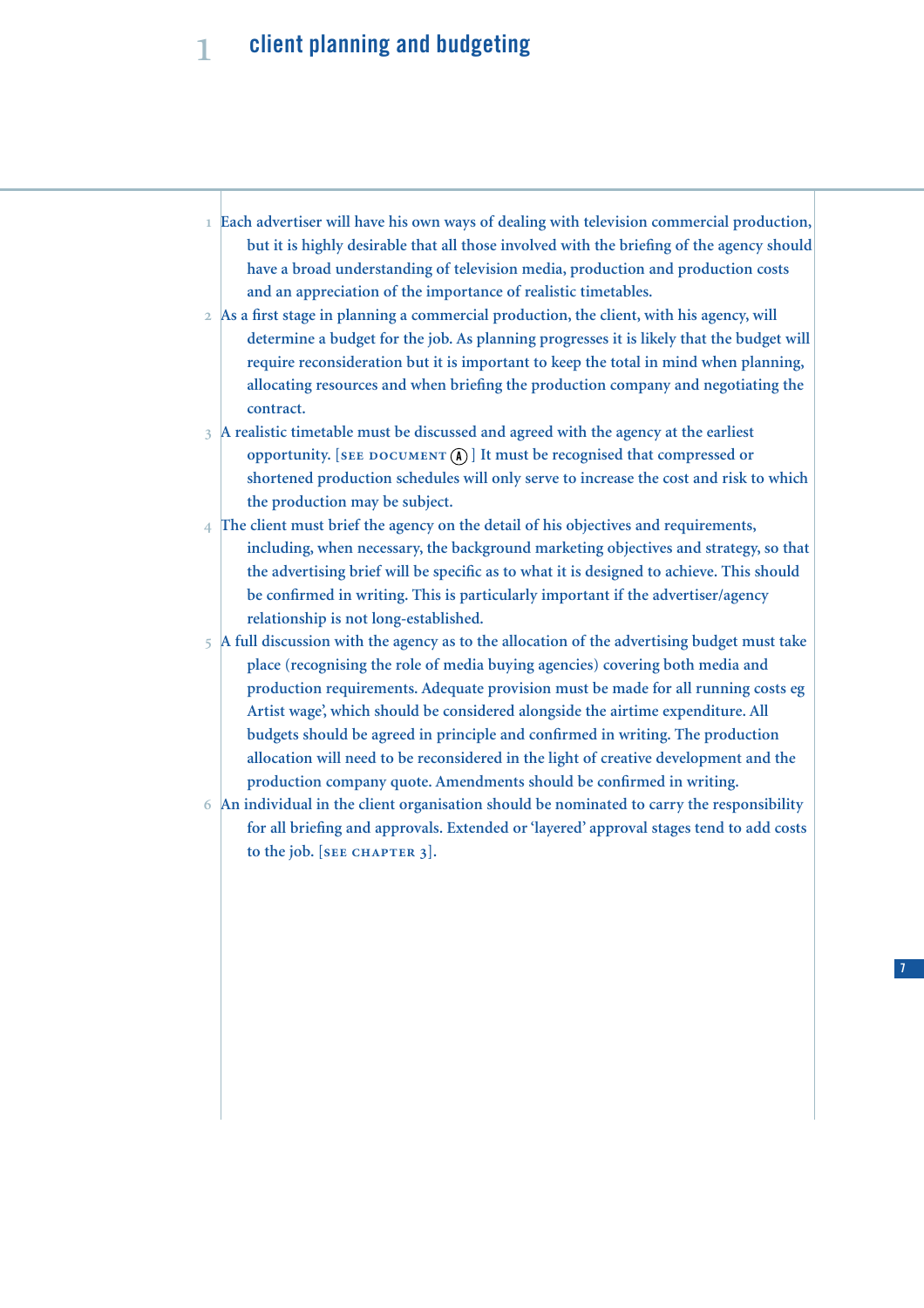# 1 client planning and budgeting

1. Each advertiser will have his own ways of dealing with television commercial production, but it is highly desirable that all those involved with the briefing of the agency should have a broad understanding of television media, production and production costs and an appreciation of the importance of realistic timetables.
2. As a first stage in planning a commercial production, the client, with his agency, will determine a budget for the job. As planning progresses it is likely that the budget will require reconsideration but it is important to keep the total in mind when planning, allocating resources and when briefing the production company and negotiating the contract.
3. A realistic timetable must be discussed and agreed with the agency at the earliest opportunity. [SEE DOCUMENT (A)] It must be recognised that compressed or shortened production schedules will only serve to increase the cost and risk to which the production may be subject.
4. The client must brief the agency on the detail of his objectives and requirements, including, when necessary, the background marketing objectives and strategy, so that the advertising brief will be specific as to what it is designed to achieve. This should be confirmed in writing. This is particularly important if the advertiser/agency relationship is not long-established.
5. A full discussion with the agency as to the allocation of the advertising budget must take place (recognising the role of media buying agencies) covering both media and production requirements. Adequate provision must be made for all running costs eg Artist wage', which should be considered alongside the airtime expenditure. All budgets should be agreed in principle and confirmed in writing. The production allocation will need to be reconsidered in the light of creative development and the production company quote. Amendments should be confirmed in writing.
6. An individual in the client organisation should be nominated to carry the responsibility for all briefing and approvals. Extended or 'layered' approval stages tend to add costs to the job. [SEE CHAPTER 3].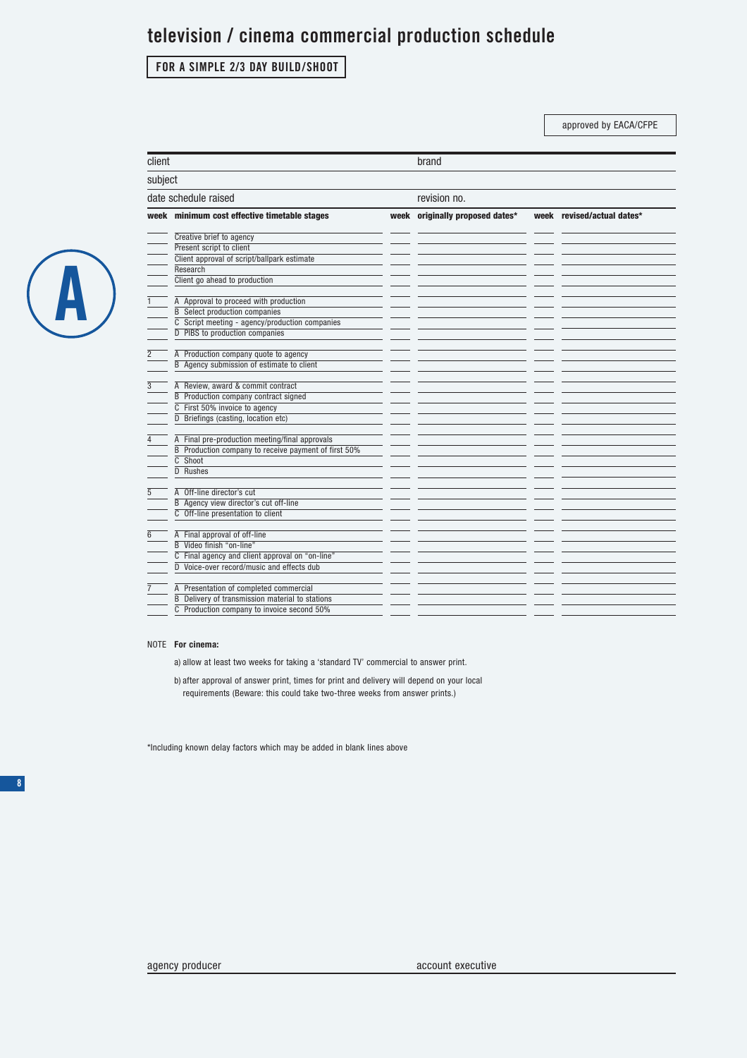# television / cinema commercial production schedule

**FOR A SIMPLE 2/3 DAY BUILD/SHOOT**

approved by EACA/CFPE

client | brand

subject

date schedule raised | revision no.

**A**

| week | minimum cost effective timetable stages | week | originally proposed dates* | week | revised/actual dates* |
|---|---|---|---|---|---|
| | Creative brief to agency | | | | |
| | Present script to client | | | | |
| | Client approval of script/ballpark estimate | | | | |
| | Research | | | | |
| | Client go ahead to production | | | | |
| | | | | | |
| 1 | A Approval to proceed with production | | | | |
| | B Select production companies | | | | |
| | C Script meeting - agency/production companies | | | | |
| | D PIBS to production companies | | | | |
| | | | | | |
| 2 | A Production company quote to agency | | | | |
| | B Agency submission of estimate to client | | | | |
| | | | | | |
| 3 | A Review, award & commit contract | | | | |
| | B Production company contract signed | | | | |
| | C First 50% invoice to agency | | | | |
| | D Briefings (casting, location etc) | | | | |
| | | | | | |
| 4 | A Final pre-production meeting/final approvals | | | | |
| | B Production company to receive payment of first 50% | | | | |
| | C Shoot | | | | |
| | D Rushes | | | | |
| | | | | | |
| 5 | A Off-line director's cut | | | | |
| | B Agency view director's cut off-line | | | | |
| | C Off-line presentation to client | | | | |
| | | | | | |
| 6 | A Final approval of off-line | | | | |
| | B Video finish "on-line" | | | | |
| | C Final agency and client approval on "on-line" | | | | |
| | D Voice-over record/music and effects dub | | | | |
| | | | | | |
| 7 | A Presentation of completed commercial | | | | |
| | B Delivery of transmission material to stations | | | | |
| | C Production company to invoice second 50% | | | | |

NOTE **For cinema:**

a) allow at least two weeks for taking a 'standard TV' commercial to answer print.

b) after approval of answer print, times for print and delivery will depend on your local requirements (Beware: this could take two-three weeks from answer prints.)

*Including known delay factors which may be added in blank lines above

agency producer | account executive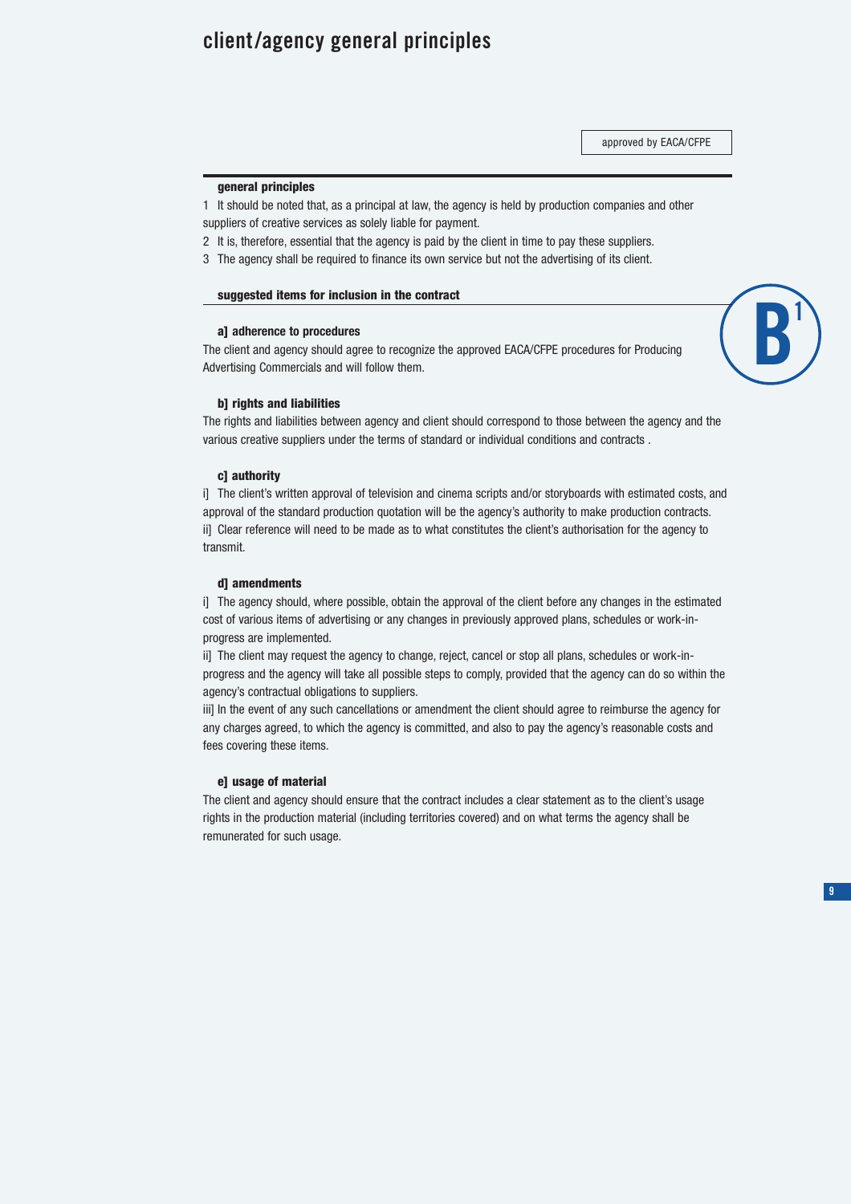# client/agency general principles

approved by EACA/CFPE

### general principles

1 It should be noted that, as a principal at law, the agency is held by production companies and other suppliers of creative services as solely liable for payment.

2 It is, therefore, essential that the agency is paid by the client in time to pay these suppliers.

3 The agency shall be required to finance its own service but not the advertising of its client.

### suggested items for inclusion in the contract

B1

#### a] adherence to procedures

The client and agency should agree to recognize the approved EACA/CFPE procedures for Producing Advertising Commercials and will follow them.

#### b] rights and liabilities

The rights and liabilities between agency and client should correspond to those between the agency and the various creative suppliers under the terms of standard or individual conditions and contracts .

#### c] authority

i] The client's written approval of television and cinema scripts and/or storyboards with estimated costs, and approval of the standard production quotation will be the agency's authority to make production contracts.

ii] Clear reference will need to be made as to what constitutes the client's authorisation for the agency to transmit.

#### d] amendments

i] The agency should, where possible, obtain the approval of the client before any changes in the estimated cost of various items of advertising or any changes in previously approved plans, schedules or work-in-progress are implemented.

ii] The client may request the agency to change, reject, cancel or stop all plans, schedules or work-in-progress and the agency will take all possible steps to comply, provided that the agency can do so within the agency's contractual obligations to suppliers.

iii] In the event of any such cancellations or amendment the client should agree to reimburse the agency for any charges agreed, to which the agency is committed, and also to pay the agency's reasonable costs and fees covering these items.

#### e] usage of material

The client and agency should ensure that the contract includes a clear statement as to the client's usage rights in the production material (including territories covered) and on what terms the agency shall be remunerated for such usage.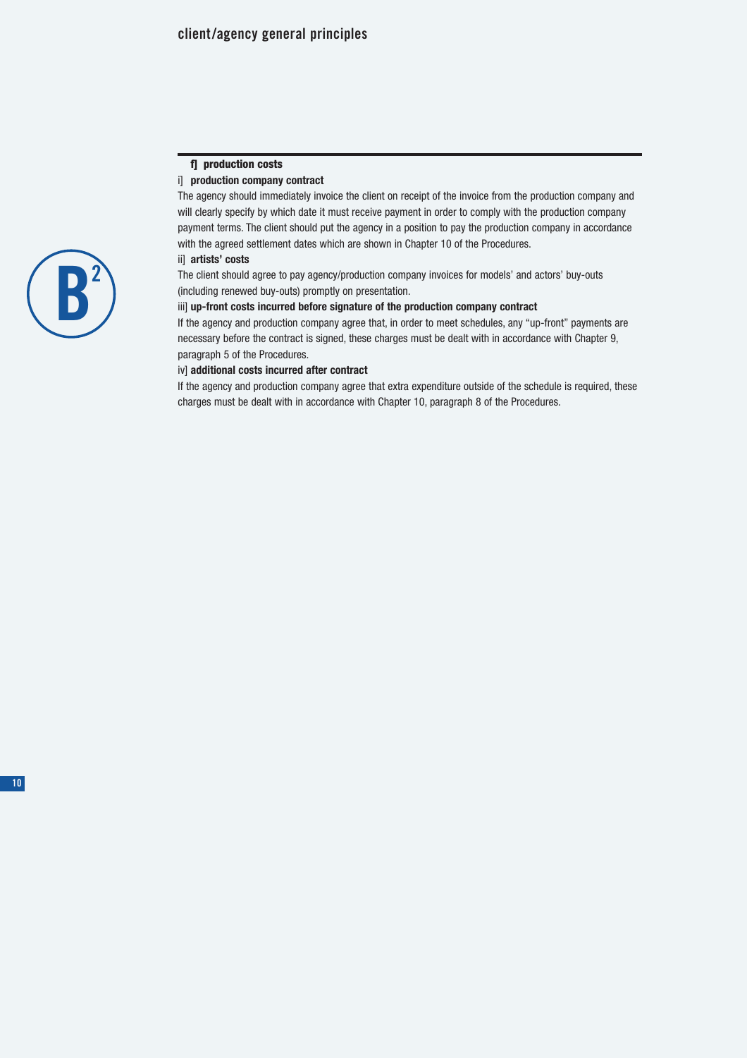**f] production costs**

i] **production company contract**

The agency should immediately invoice the client on receipt of the invoice from the production company and will clearly specify by which date it must receive payment in order to comply with the production company payment terms. The client should put the agency in a position to pay the production company in accordance with the agreed settlement dates which are shown in Chapter 10 of the Procedures.

ii] **artists' costs**

The client should agree to pay agency/production company invoices for models' and actors' buy-outs (including renewed buy-outs) promptly on presentation.

iii] **up-front costs incurred before signature of the production company contract**

If the agency and production company agree that, in order to meet schedules, any "up-front" payments are necessary before the contract is signed, these charges must be dealt with in accordance with Chapter 9, paragraph 5 of the Procedures.

iv] **additional costs incurred after contract**

If the agency and production company agree that extra expenditure outside of the schedule is required, these charges must be dealt with in accordance with Chapter 10, paragraph 8 of the Procedures.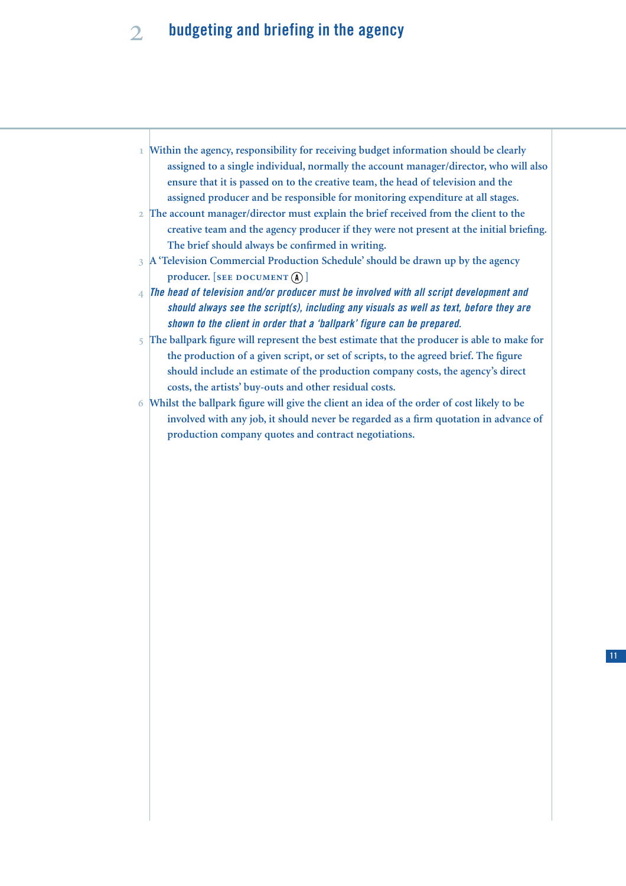# 2 budgeting and briefing in the agency

1. Within the agency, responsibility for receiving budget information should be clearly assigned to a single individual, normally the account manager/director, who will also ensure that it is passed on to the creative team, the head of television and the assigned producer and be responsible for monitoring expenditure at all stages.
2. The account manager/director must explain the brief received from the client to the creative team and the agency producer if they were not present at the initial briefing. The brief should always be confirmed in writing.
3. A 'Television Commercial Production Schedule' should be drawn up by the agency producer. [SEE DOCUMENT (A)]
4. *The head of television and/or producer must be involved with all script development and should always see the script(s), including any visuals as well as text, before they are shown to the client in order that a 'ballpark' figure can be prepared.*
5. The ballpark figure will represent the best estimate that the producer is able to make for the production of a given script, or set of scripts, to the agreed brief. The figure should include an estimate of the production company costs, the agency's direct costs, the artists' buy-outs and other residual costs.
6. Whilst the ballpark figure will give the client an idea of the order of cost likely to be involved with any job, it should never be regarded as a firm quotation in advance of production company quotes and contract negotiations.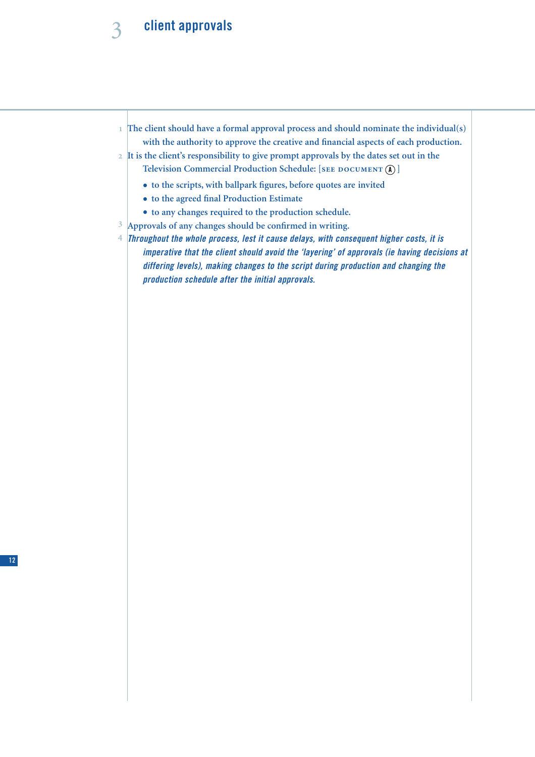# 3 client approvals

1. The client should have a formal approval process and should nominate the individual(s) with the authority to approve the creative and financial aspects of each production.
2. It is the client's responsibility to give prompt approvals by the dates set out in the Television Commercial Production Schedule: [SEE DOCUMENT Ⓐ]
   - to the scripts, with ballpark figures, before quotes are invited
   - to the agreed final Production Estimate
   - to any changes required to the production schedule.
3. Approvals of any changes should be confirmed in writing.
4. *Throughout the whole process, lest it cause delays, with consequent higher costs, it is imperative that the client should avoid the 'layering' of approvals (ie having decisions at differing levels), making changes to the script during production and changing the production schedule after the initial approvals.*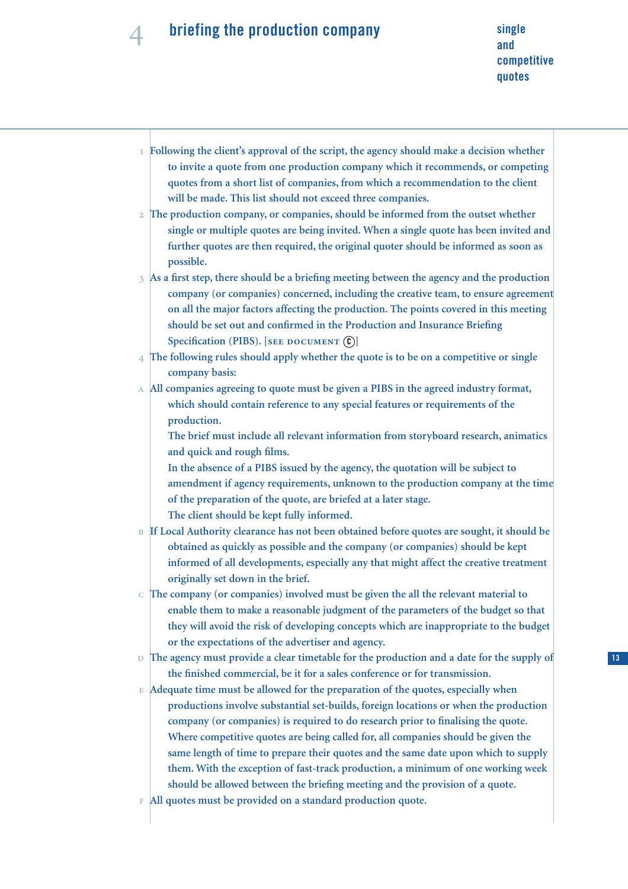# 4 briefing the production company

## single and competitive quotes

1. Following the client's approval of the script, the agency should make a decision whether to invite a quote from one production company which it recommends, or competing quotes from a short list of companies, from which a recommendation to the client will be made. This list should not exceed three companies.
2. The production company, or companies, should be informed from the outset whether single or multiple quotes are being invited. When a single quote has been invited and further quotes are then required, the original quoter should be informed as soon as possible.
3. As a first step, there should be a briefing meeting between the agency and the production company (or companies) concerned, including the creative team, to ensure agreement on all the major factors affecting the production. The points covered in this meeting should be set out and confirmed in the Production and Insurance Briefing Specification (PIBS). [SEE DOCUMENT Ⓒ]
4. The following rules should apply whether the quote is to be on a competitive or single company basis:

A. All companies agreeing to quote must be given a PIBS in the agreed industry format, which should contain reference to any special features or requirements of the production.
   The brief must include all relevant information from storyboard research, animatics and quick and rough films.
   In the absence of a PIBS issued by the agency, the quotation will be subject to amendment if agency requirements, unknown to the production company at the time of the preparation of the quote, are briefed at a later stage.
   The client should be kept fully informed.

B. If Local Authority clearance has not been obtained before quotes are sought, it should be obtained as quickly as possible and the company (or companies) should be kept informed of all developments, especially any that might affect the creative treatment originally set down in the brief.

C. The company (or companies) involved must be given the all the relevant material to enable them to make a reasonable judgment of the parameters of the budget so that they will avoid the risk of developing concepts which are inappropriate to the budget or the expectations of the advertiser and agency.

D. The agency must provide a clear timetable for the production and a date for the supply of the finished commercial, be it for a sales conference or for transmission.

E. Adequate time must be allowed for the preparation of the quotes, especially when productions involve substantial set-builds, foreign locations or when the production company (or companies) is required to do research prior to finalising the quote.
   Where competitive quotes are being called for, all companies should be given the same length of time to prepare their quotes and the same date upon which to supply them. With the exception of fast-track production, a minimum of one working week should be allowed between the briefing meeting and the provision of a quote.

F. All quotes must be provided on a standard production quote.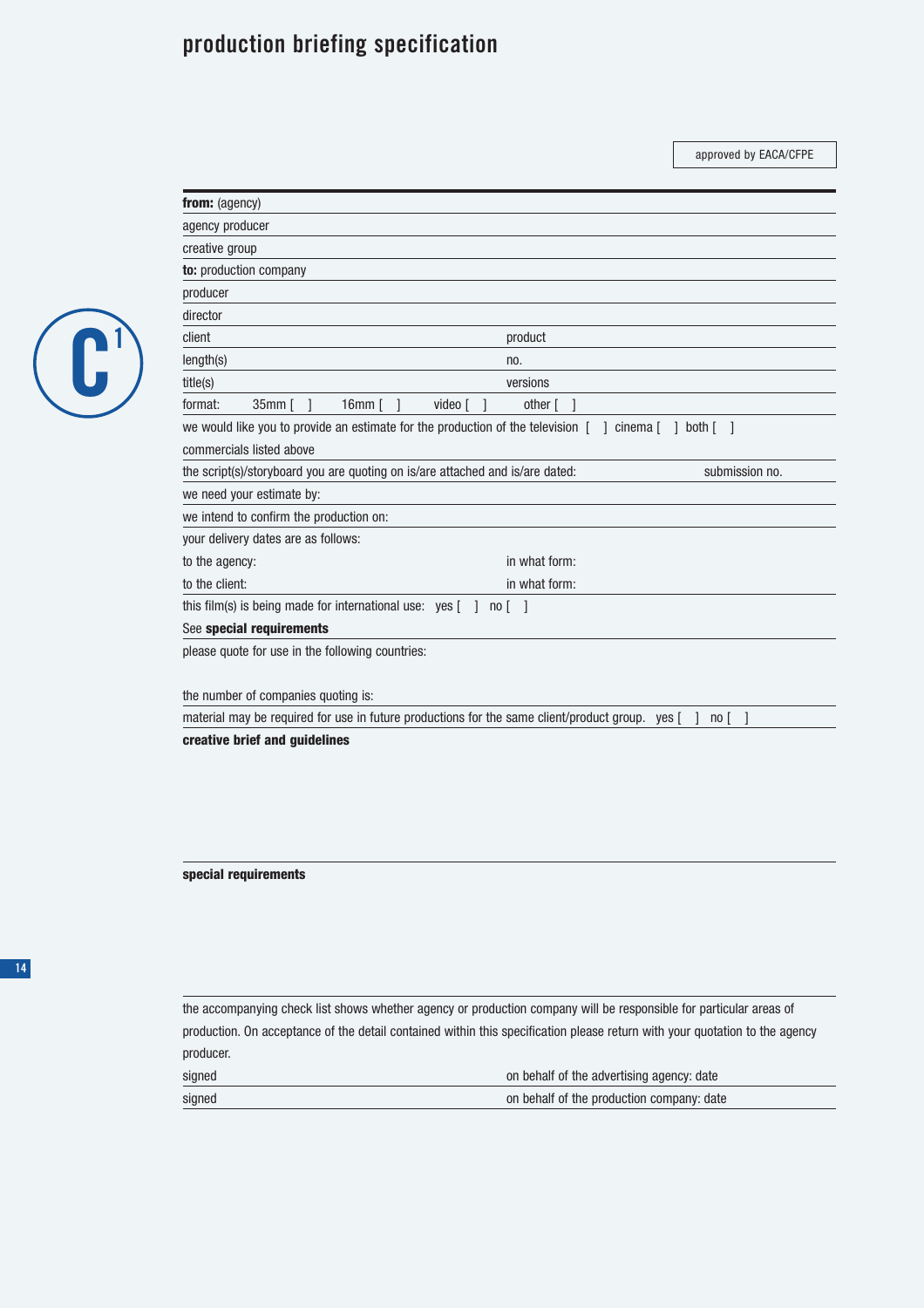# production briefing specification

approved by EACA/CFPE

**from:** (agency)

agency producer

creative group

**to:** production company

producer

director

client | product

length(s) | no.

title(s) | versions

format: 35mm [ ] 16mm [ ] video [ ] other [ ]

we would like you to provide an estimate for the production of the television [ ] cinema [ ] both [ ]
commercials listed above

the script(s)/storyboard you are quoting on is/are attached and is/are dated: | submission no.

we need your estimate by:

we intend to confirm the production on:

your delivery dates are as follows:

to the agency: | in what form:

to the client: | in what form:

this film(s) is being made for international use: yes [ ] no [ ]
See **special requirements**

please quote for use in the following countries:

the number of companies quoting is:

material may be required for use in future productions for the same client/product group. yes [ ] no [ ]

**creative brief and guidelines**

**special requirements**

the accompanying check list shows whether agency or production company will be responsible for particular areas of production. On acceptance of the detail contained within this specification please return with your quotation to the agency producer.

signed | on behalf of the advertising agency: date

signed | on behalf of the production company: date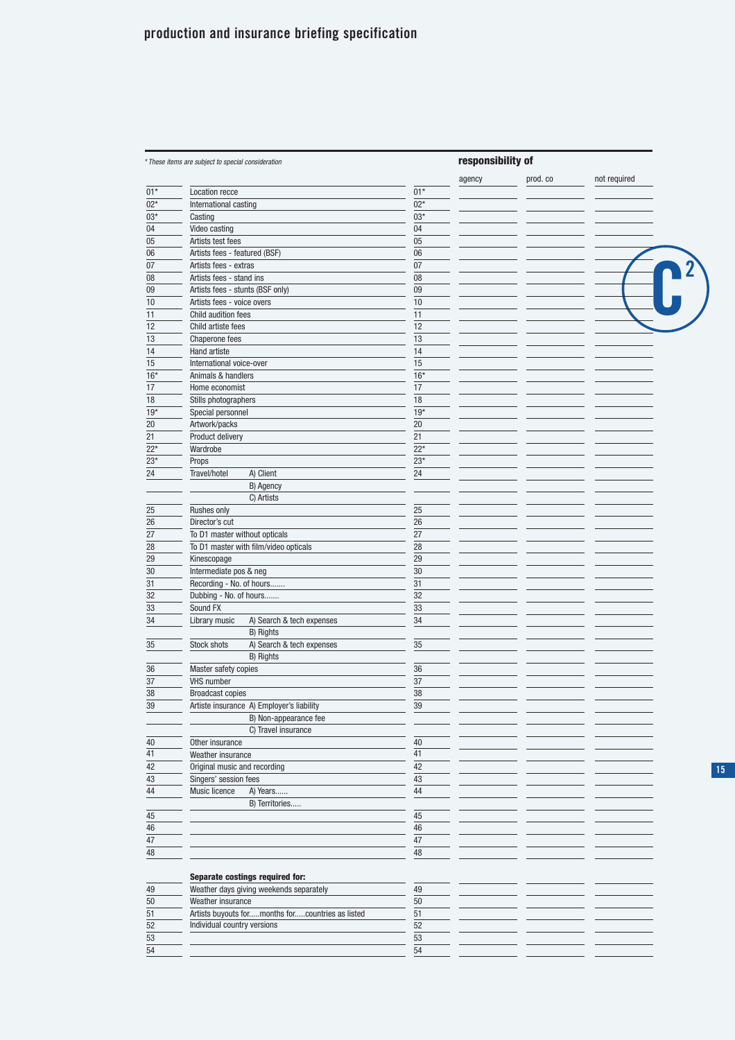## production and insurance briefing specification

*\* These items are subject to special consideration*

| | | | responsibility of | | |
|---|---|---|---|---|---|
| | | | agency | prod. co | not required |
| 01* | Location recce | 01* | | | |
| 02* | International casting | 02* | | | |
| 03* | Casting | 03* | | | |
| 04 | Video casting | 04 | | | |
| 05 | Artists test fees | 05 | | | |
| 06 | Artists fees - featured (BSF) | 06 | | | |
| 07 | Artists fees - extras | 07 | | | |
| 08 | Artists fees - stand ins | 08 | | | |
| 09 | Artists fees - stunts (BSF only) | 09 | | | |
| 10 | Artists fees - voice overs | 10 | | | |
| 11 | Child audition fees | 11 | | | |
| 12 | Child artiste fees | 12 | | | |
| 13 | Chaperone fees | 13 | | | |
| 14 | Hand artiste | 14 | | | |
| 15 | International voice-over | 15 | | | |
| 16* | Animals & handlers | 16* | | | |
| 17 | Home economist | 17 | | | |
| 18 | Stills photographers | 18 | | | |
| 19* | Special personnel | 19* | | | |
| 20 | Artwork/packs | 20 | | | |
| 21 | Product delivery | 21 | | | |
| 22* | Wardrobe | 22* | | | |
| 23* | Props | 23* | | | |
| 24 | Travel/hotel A) Client | 24 | | | |
| | B) Agency | | | | |
| | C) Artists | | | | |
| 25 | Rushes only | 25 | | | |
| 26 | Director's cut | 26 | | | |
| 27 | To D1 master without opticals | 27 | | | |
| 28 | To D1 master with film/video opticals | 28 | | | |
| 29 | Kinescopage | 29 | | | |
| 30 | Intermediate pos & neg | 30 | | | |
| 31 | Recording - No. of hours....... | 31 | | | |
| 32 | Dubbing - No. of hours....... | 32 | | | |
| 33 | Sound FX | 33 | | | |
| 34 | Library music A) Search & tech expenses | 34 | | | |
| | B) Rights | | | | |
| 35 | Stock shots A) Search & tech expenses | 35 | | | |
| | B) Rights | | | | |
| 36 | Master safety copies | 36 | | | |
| 37 | VHS number | 37 | | | |
| 38 | Broadcast copies | 38 | | | |
| 39 | Artiste insurance A) Employer's liability | 39 | | | |
| | B) Non-appearance fee | | | | |
| | C) Travel insurance | | | | |
| 40 | Other insurance | 40 | | | |
| 41 | Weather insurance | 41 | | | |
| 42 | Original music and recording | 42 | | | |
| 43 | Singers' session fees | 43 | | | |
| 44 | Music licence A) Years...... | 44 | | | |
| | B) Territories..... | | | | |
| 45 | | 45 | | | |
| 46 | | 46 | | | |
| 47 | | 47 | | | |
| 48 | | 48 | | | |
| | **Separate costings required for:** | | | | |
| 49 | Weather days giving weekends separately | 49 | | | |
| 50 | Weather insurance | 50 | | | |
| 51 | Artists buyouts for.....months for.....countries as listed | 51 | | | |
| 52 | Individual country versions | 52 | | | |
| 53 | | 53 | | | |
| 54 | | 54 | | | |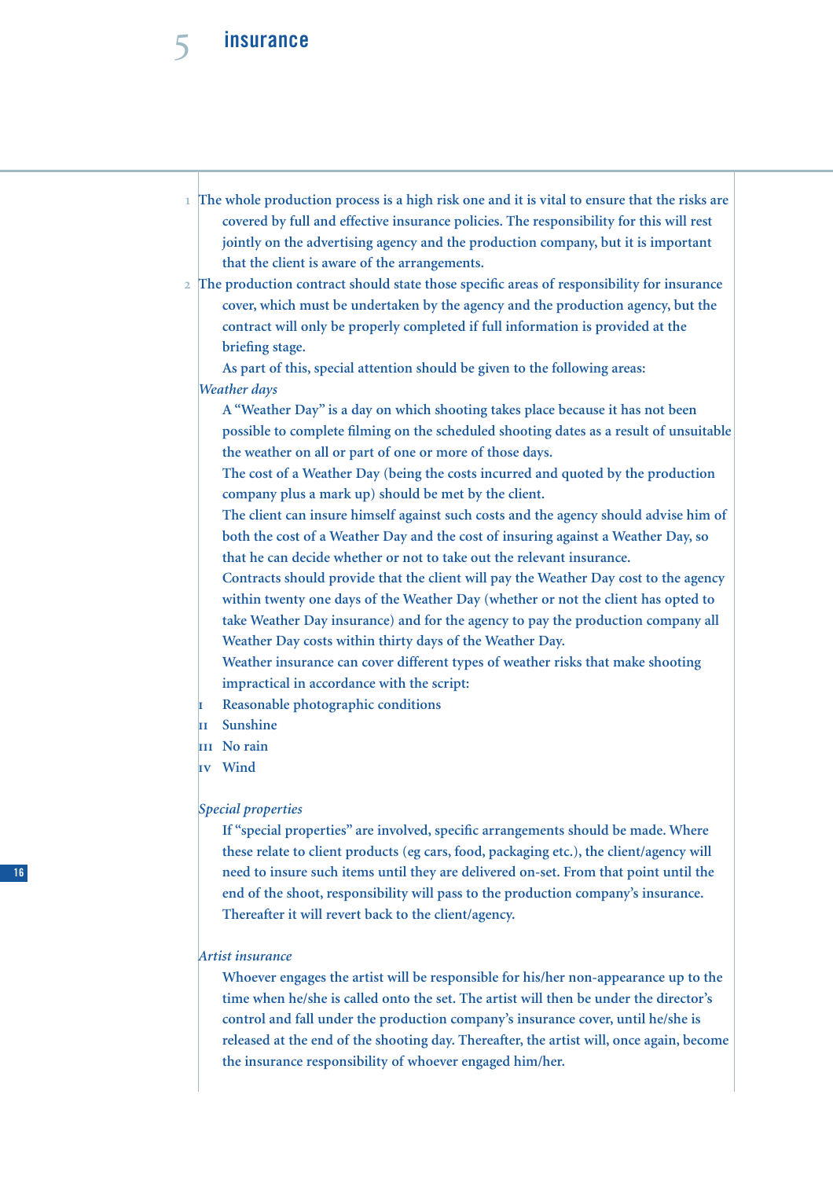# 5 insurance

1. The whole production process is a high risk one and it is vital to ensure that the risks are covered by full and effective insurance policies. The responsibility for this will rest jointly on the advertising agency and the production company, but it is important that the client is aware of the arrangements.
2. The production contract should state those specific areas of responsibility for insurance cover, which must be undertaken by the agency and the production agency, but the contract will only be properly completed if full information is provided at the briefing stage.

   As part of this, special attention should be given to the following areas:

*Weather days*

A "Weather Day" is a day on which shooting takes place because it has not been possible to complete filming on the scheduled shooting dates as a result of unsuitable the weather on all or part of one or more of those days.

The cost of a Weather Day (being the costs incurred and quoted by the production company plus a mark up) should be met by the client.

The client can insure himself against such costs and the agency should advise him of both the cost of a Weather Day and the cost of insuring against a Weather Day, so that he can decide whether or not to take out the relevant insurance.

Contracts should provide that the client will pay the Weather Day cost to the agency within twenty one days of the Weather Day (whether or not the client has opted to take Weather Day insurance) and for the agency to pay the production company all Weather Day costs within thirty days of the Weather Day.

Weather insurance can cover different types of weather risks that make shooting impractical in accordance with the script:

I. Reasonable photographic conditions
II. Sunshine
III. No rain
IV. Wind

*Special properties*

If "special properties" are involved, specific arrangements should be made. Where these relate to client products (eg cars, food, packaging etc.), the client/agency will need to insure such items until they are delivered on-set. From that point until the end of the shoot, responsibility will pass to the production company's insurance. Thereafter it will revert back to the client/agency.

*Artist insurance*

Whoever engages the artist will be responsible for his/her non-appearance up to the time when he/she is called onto the set. The artist will then be under the director's control and fall under the production company's insurance cover, until he/she is released at the end of the shooting day. Thereafter, the artist will, once again, become the insurance responsibility of whoever engaged him/her.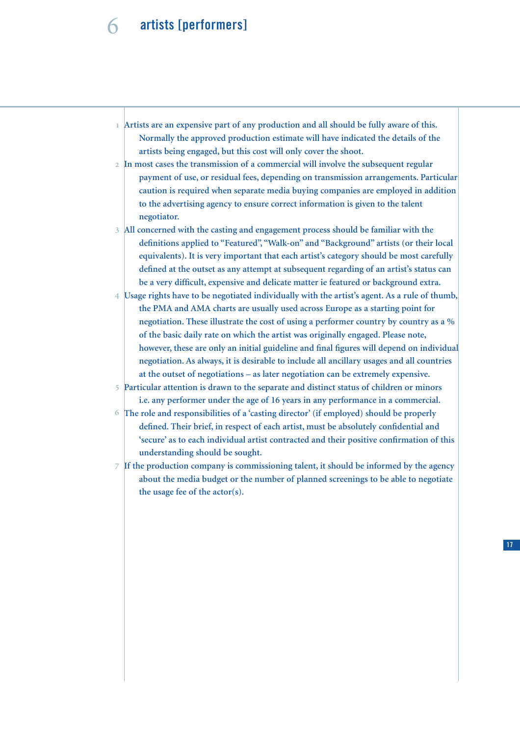# 6 artists [performers]

1. Artists are an expensive part of any production and all should be fully aware of this. Normally the approved production estimate will have indicated the details of the artists being engaged, but this cost will only cover the shoot.
2. In most cases the transmission of a commercial will involve the subsequent regular payment of use, or residual fees, depending on transmission arrangements. Particular caution is required when separate media buying companies are employed in addition to the advertising agency to ensure correct information is given to the talent negotiator.
3. All concerned with the casting and engagement process should be familiar with the definitions applied to "Featured", "Walk-on" and "Background" artists (or their local equivalents). It is very important that each artist's category should be most carefully defined at the outset as any attempt at subsequent regarding of an artist's status can be a very difficult, expensive and delicate matter ie featured or background extra.
4. Usage rights have to be negotiated individually with the artist's agent. As a rule of thumb, the PMA and AMA charts are usually used across Europe as a starting point for negotiation. These illustrate the cost of using a performer country by country as a % of the basic daily rate on which the artist was originally engaged. Please note, however, these are only an initial guideline and final figures will depend on individual negotiation. As always, it is desirable to include all ancillary usages and all countries at the outset of negotiations – as later negotiation can be extremely expensive.
5. Particular attention is drawn to the separate and distinct status of children or minors i.e. any performer under the age of 16 years in any performance in a commercial.
6. The role and responsibilities of a 'casting director' (if employed) should be properly defined. Their brief, in respect of each artist, must be absolutely confidential and 'secure' as to each individual artist contracted and their positive confirmation of this understanding should be sought.
7. If the production company is commissioning talent, it should be informed by the agency about the media budget or the number of planned screenings to be able to negotiate the usage fee of the actor(s).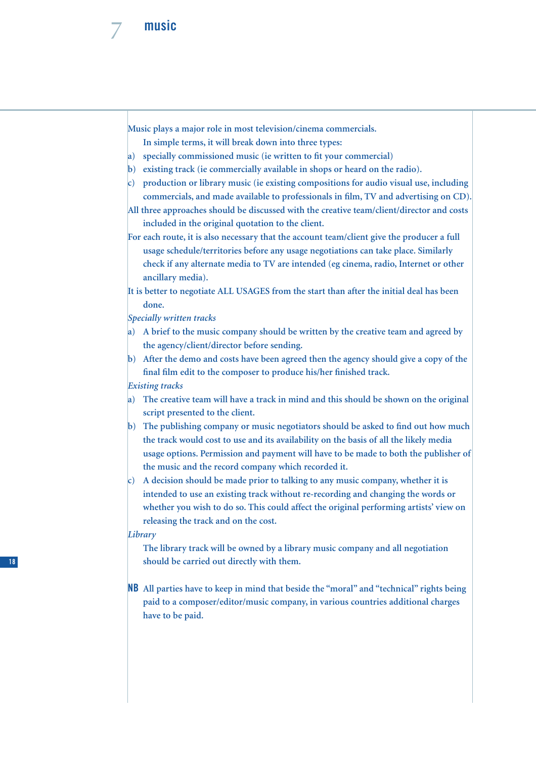# 7 music

Music plays a major role in most television/cinema commercials.

In simple terms, it will break down into three types:

a) specially commissioned music (ie written to fit your commercial)
b) existing track (ie commercially available in shops or heard on the radio).
c) production or library music (ie existing compositions for audio visual use, including commercials, and made available to professionals in film, TV and advertising on CD).

All three approaches should be discussed with the creative team/client/director and costs included in the original quotation to the client.

For each route, it is also necessary that the account team/client give the producer a full usage schedule/territories before any usage negotiations can take place. Similarly check if any alternate media to TV are intended (eg cinema, radio, Internet or other ancillary media).

It is better to negotiate ALL USAGES from the start than after the initial deal has been done.

*Specially written tracks*

a) A brief to the music company should be written by the creative team and agreed by the agency/client/director before sending.
b) After the demo and costs have been agreed then the agency should give a copy of the final film edit to the composer to produce his/her finished track.

*Existing tracks*

a) The creative team will have a track in mind and this should be shown on the original script presented to the client.
b) The publishing company or music negotiators should be asked to find out how much the track would cost to use and its availability on the basis of all the likely media usage options. Permission and payment will have to be made to both the publisher of the music and the record company which recorded it.
c) A decision should be made prior to talking to any music company, whether it is intended to use an existing track without re-recording and changing the words or whether you wish to do so. This could affect the original performing artists' view on releasing the track and on the cost.

*Library*

The library track will be owned by a library music company and all negotiation should be carried out directly with them.

**NB** All parties have to keep in mind that beside the "moral" and "technical" rights being paid to a composer/editor/music company, in various countries additional charges have to be paid.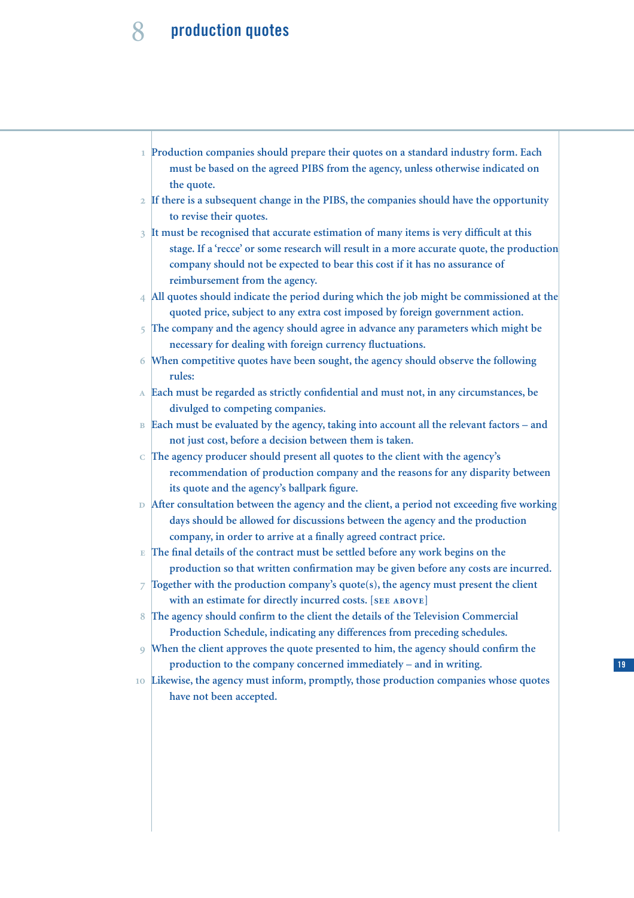# 8 production quotes

1. Production companies should prepare their quotes on a standard industry form. Each must be based on the agreed PIBS from the agency, unless otherwise indicated on the quote.
2. If there is a subsequent change in the PIBS, the companies should have the opportunity to revise their quotes.
3. It must be recognised that accurate estimation of many items is very difficult at this stage. If a 'recce' or some research will result in a more accurate quote, the production company should not be expected to bear this cost if it has no assurance of reimbursement from the agency.
4. All quotes should indicate the period during which the job might be commissioned at the quoted price, subject to any extra cost imposed by foreign government action.
5. The company and the agency should agree in advance any parameters which might be necessary for dealing with foreign currency fluctuations.
6. When competitive quotes have been sought, the agency should observe the following rules:

   A. Each must be regarded as strictly confidential and must not, in any circumstances, be divulged to competing companies.

   B. Each must be evaluated by the agency, taking into account all the relevant factors – and not just cost, before a decision between them is taken.

   C. The agency producer should present all quotes to the client with the agency's recommendation of production company and the reasons for any disparity between its quote and the agency's ballpark figure.

   D. After consultation between the agency and the client, a period not exceeding five working days should be allowed for discussions between the agency and the production company, in order to arrive at a finally agreed contract price.

   E. The final details of the contract must be settled before any work begins on the production so that written confirmation may be given before any costs are incurred.

7. Together with the production company's quote(s), the agency must present the client with an estimate for directly incurred costs. [SEE ABOVE]
8. The agency should confirm to the client the details of the Television Commercial Production Schedule, indicating any differences from preceding schedules.
9. When the client approves the quote presented to him, the agency should confirm the production to the company concerned immediately – and in writing.
10. Likewise, the agency must inform, promptly, those production companies whose quotes have not been accepted.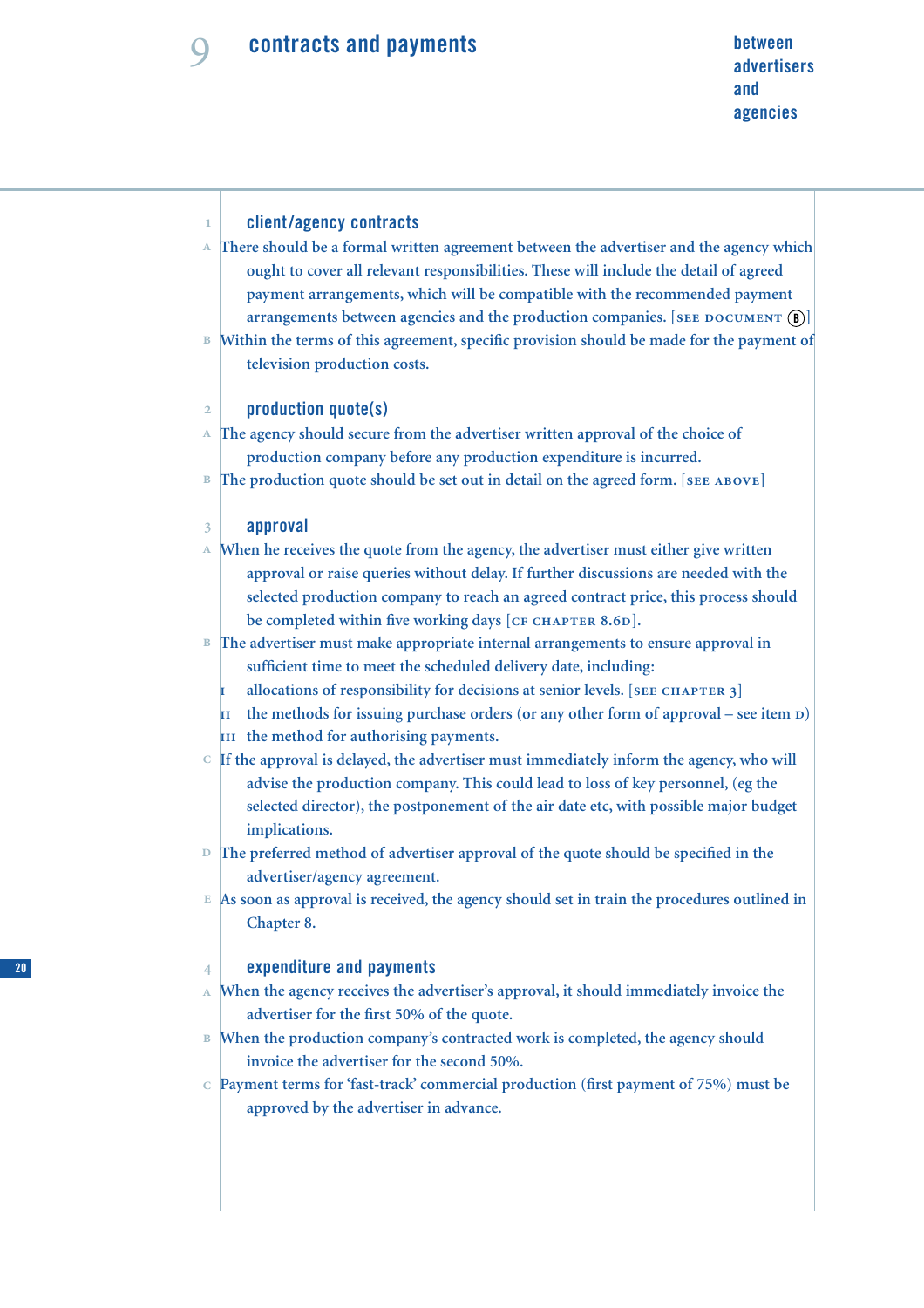# 9 contracts and payments

between advertisers and agencies

## 1 client/agency contracts

A There should be a formal written agreement between the advertiser and the agency which ought to cover all relevant responsibilities. These will include the detail of agreed payment arrangements, which will be compatible with the recommended payment arrangements between agencies and the production companies. [SEE DOCUMENT Ⓑ]

B Within the terms of this agreement, specific provision should be made for the payment of television production costs.

## 2 production quote(s)

A The agency should secure from the advertiser written approval of the choice of production company before any production expenditure is incurred.

B The production quote should be set out in detail on the agreed form. [SEE ABOVE]

## 3 approval

A When he receives the quote from the agency, the advertiser must either give written approval or raise queries without delay. If further discussions are needed with the selected production company to reach an agreed contract price, this process should be completed within five working days [CF CHAPTER 8.6D].

B The advertiser must make appropriate internal arrangements to ensure approval in sufficient time to meet the scheduled delivery date, including:

- I allocations of responsibility for decisions at senior levels. [SEE CHAPTER 3]
- II the methods for issuing purchase orders (or any other form of approval – see item D)
- III the method for authorising payments.

C If the approval is delayed, the advertiser must immediately inform the agency, who will advise the production company. This could lead to loss of key personnel, (eg the selected director), the postponement of the air date etc, with possible major budget implications.

D The preferred method of advertiser approval of the quote should be specified in the advertiser/agency agreement.

E As soon as approval is received, the agency should set in train the procedures outlined in Chapter 8.

## 4 expenditure and payments

A When the agency receives the advertiser's approval, it should immediately invoice the advertiser for the first 50% of the quote.

B When the production company's contracted work is completed, the agency should invoice the advertiser for the second 50%.

C Payment terms for 'fast-track' commercial production (first payment of 75%) must be approved by the advertiser in advance.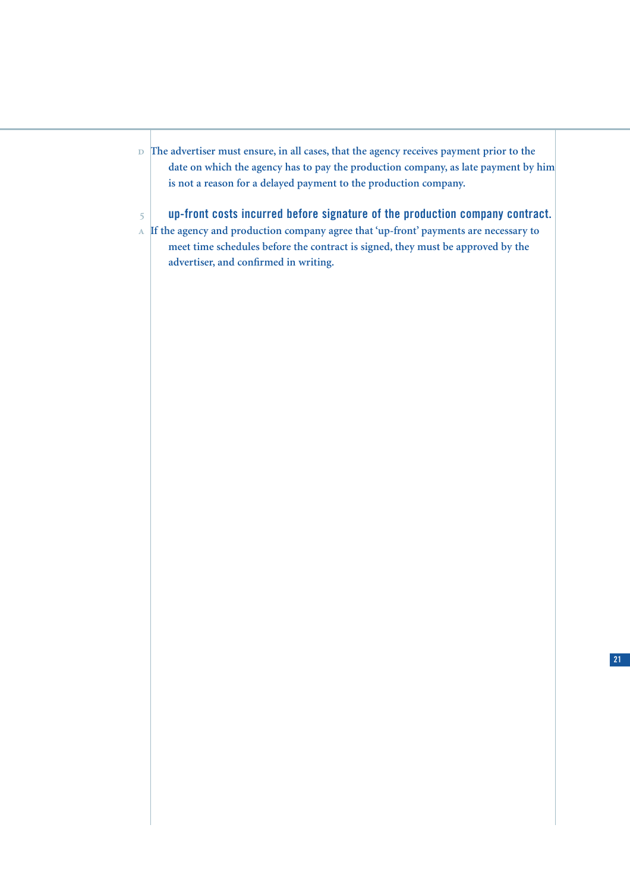D The advertiser must ensure, in all cases, that the agency receives payment prior to the date on which the agency has to pay the production company, as late payment by him is not a reason for a delayed payment to the production company.

## 5 up-front costs incurred before signature of the production company contract.

A If the agency and production company agree that 'up-front' payments are necessary to meet time schedules before the contract is signed, they must be approved by the advertiser, and confirmed in writing.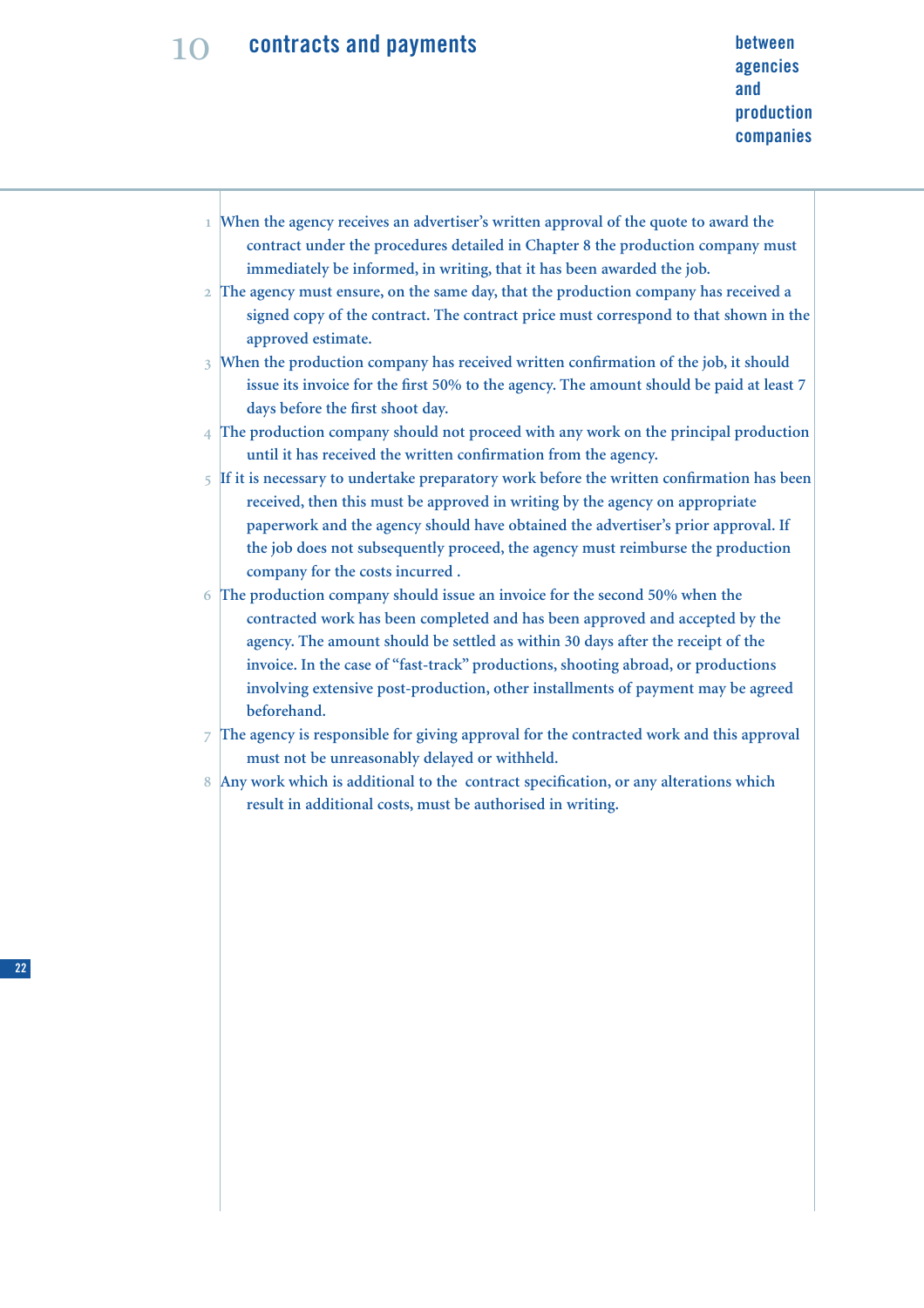# 10 contracts and payments

**between agencies and production companies**

1. When the agency receives an advertiser's written approval of the quote to award the contract under the procedures detailed in Chapter 8 the production company must immediately be informed, in writing, that it has been awarded the job.
2. The agency must ensure, on the same day, that the production company has received a signed copy of the contract. The contract price must correspond to that shown in the approved estimate.
3. When the production company has received written confirmation of the job, it should issue its invoice for the first 50% to the agency. The amount should be paid at least 7 days before the first shoot day.
4. The production company should not proceed with any work on the principal production until it has received the written confirmation from the agency.
5. If it is necessary to undertake preparatory work before the written confirmation has been received, then this must be approved in writing by the agency on appropriate paperwork and the agency should have obtained the advertiser's prior approval. If the job does not subsequently proceed, the agency must reimburse the production company for the costs incurred .
6. The production company should issue an invoice for the second 50% when the contracted work has been completed and has been approved and accepted by the agency. The amount should be settled as within 30 days after the receipt of the invoice. In the case of "fast-track" productions, shooting abroad, or productions involving extensive post-production, other installments of payment may be agreed beforehand.
7. The agency is responsible for giving approval for the contracted work and this approval must not be unreasonably delayed or withheld.
8. Any work which is additional to the contract specification, or any alterations which result in additional costs, must be authorised in writing.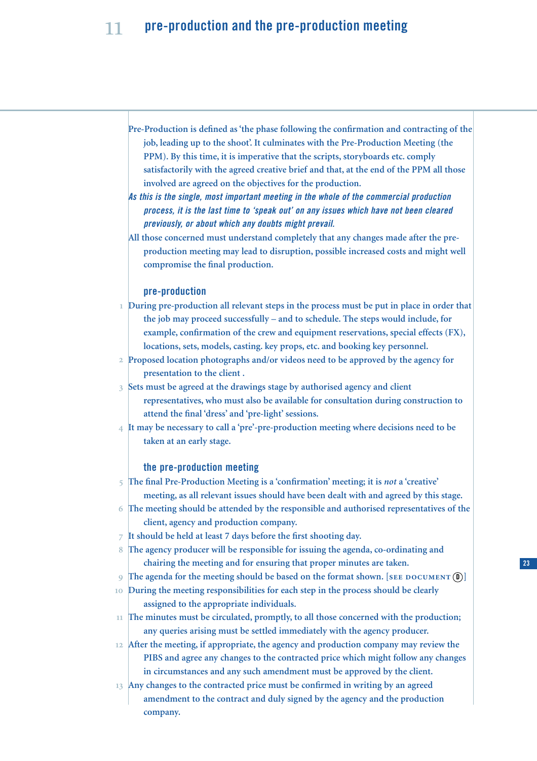# 11 pre-production and the pre-production meeting

Pre-Production is defined as 'the phase following the confirmation and contracting of the job, leading up to the shoot'. It culminates with the Pre-Production Meeting (the PPM). By this time, it is imperative that the scripts, storyboards etc. comply satisfactorily with the agreed creative brief and that, at the end of the PPM all those involved are agreed on the objectives for the production.

*As this is the single, most important meeting in the whole of the commercial production process, it is the last time to 'speak out' on any issues which have not been cleared previously, or about which any doubts might prevail.*

All those concerned must understand completely that any changes made after the pre-production meeting may lead to disruption, possible increased costs and might well compromise the final production.

## pre-production

1. During pre-production all relevant steps in the process must be put in place in order that the job may proceed successfully – and to schedule. The steps would include, for example, confirmation of the crew and equipment reservations, special effects (FX), locations, sets, models, casting. key props, etc. and booking key personnel.
2. Proposed location photographs and/or videos need to be approved by the agency for presentation to the client .
3. Sets must be agreed at the drawings stage by authorised agency and client representatives, who must also be available for consultation during construction to attend the final 'dress' and 'pre-light' sessions.
4. It may be necessary to call a 'pre'-pre-production meeting where decisions need to be taken at an early stage.

## the pre-production meeting

5. The final Pre-Production Meeting is a 'confirmation' meeting; it is *not* a 'creative' meeting, as all relevant issues should have been dealt with and agreed by this stage.
6. The meeting should be attended by the responsible and authorised representatives of the client, agency and production company.
7. It should be held at least 7 days before the first shooting day.
8. The agency producer will be responsible for issuing the agenda, co-ordinating and chairing the meeting and for ensuring that proper minutes are taken.
9. The agenda for the meeting should be based on the format shown. [SEE DOCUMENT D]
10. During the meeting responsibilities for each step in the process should be clearly assigned to the appropriate individuals.
11. The minutes must be circulated, promptly, to all those concerned with the production; any queries arising must be settled immediately with the agency producer.
12. After the meeting, if appropriate, the agency and production company may review the PIBS and agree any changes to the contracted price which might follow any changes in circumstances and any such amendment must be approved by the client.
13. Any changes to the contracted price must be confirmed in writing by an agreed amendment to the contract and duly signed by the agency and the production company.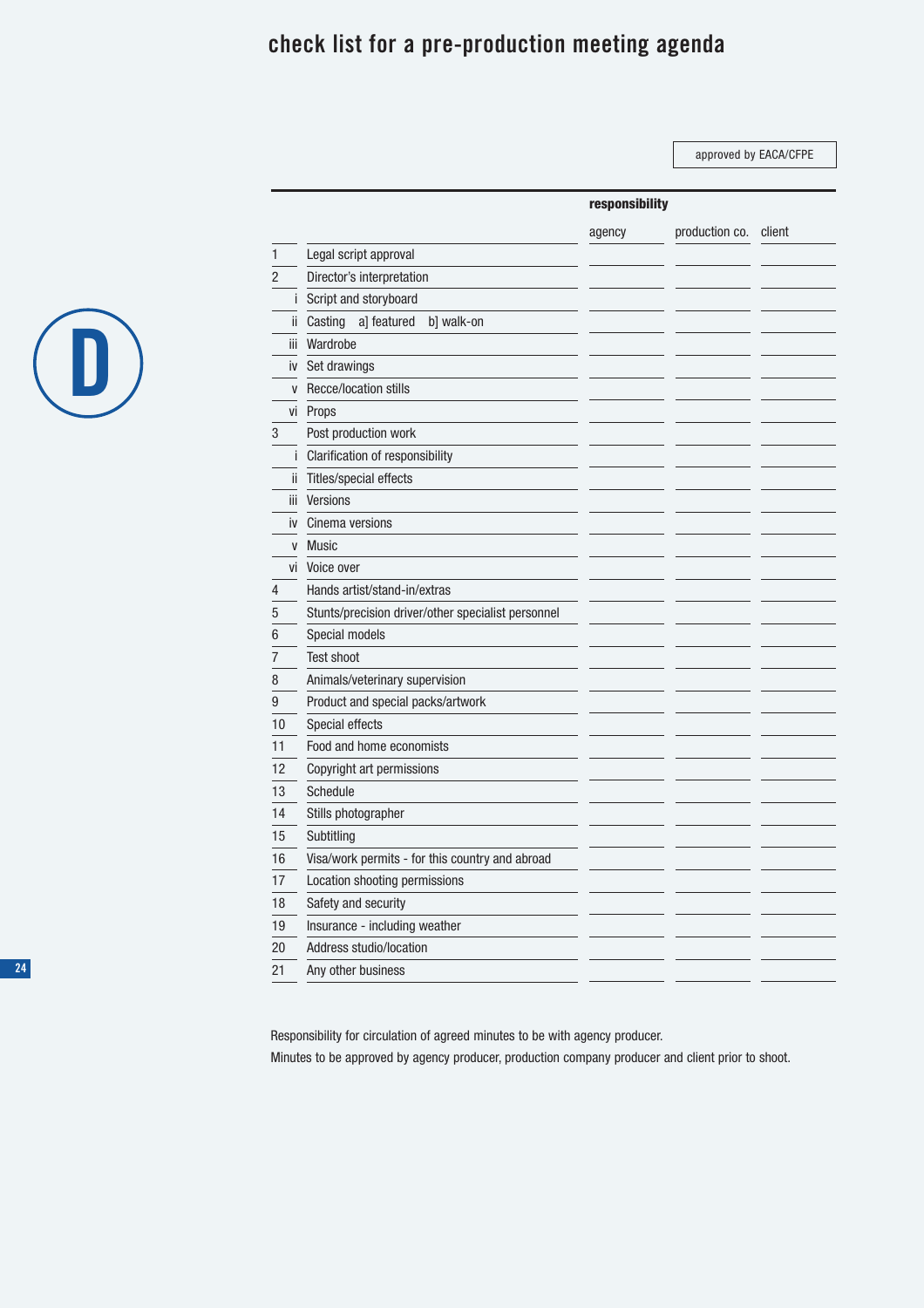# check list for a pre-production meeting agenda

approved by EACA/CFPE

| | | responsibility | | |
|---|---|---|---|---|
| | | agency | production co. | client |
| 1 | Legal script approval | | | |
| 2 | Director's interpretation | | | |
| i | Script and storyboard | | | |
| ii | Casting a] featured b] walk-on | | | |
| iii | Wardrobe | | | |
| iv | Set drawings | | | |
| v | Recce/location stills | | | |
| vi | Props | | | |
| 3 | Post production work | | | |
| i | Clarification of responsibility | | | |
| ii | Titles/special effects | | | |
| iii | Versions | | | |
| iv | Cinema versions | | | |
| v | Music | | | |
| vi | Voice over | | | |
| 4 | Hands artist/stand-in/extras | | | |
| 5 | Stunts/precision driver/other specialist personnel | | | |
| 6 | Special models | | | |
| 7 | Test shoot | | | |
| 8 | Animals/veterinary supervision | | | |
| 9 | Product and special packs/artwork | | | |
| 10 | Special effects | | | |
| 11 | Food and home economists | | | |
| 12 | Copyright art permissions | | | |
| 13 | Schedule | | | |
| 14 | Stills photographer | | | |
| 15 | Subtitling | | | |
| 16 | Visa/work permits - for this country and abroad | | | |
| 17 | Location shooting permissions | | | |
| 18 | Safety and security | | | |
| 19 | Insurance - including weather | | | |
| 20 | Address studio/location | | | |
| 21 | Any other business | | | |

Responsibility for circulation of agreed minutes to be with agency producer.

Minutes to be approved by agency producer, production company producer and client prior to shoot.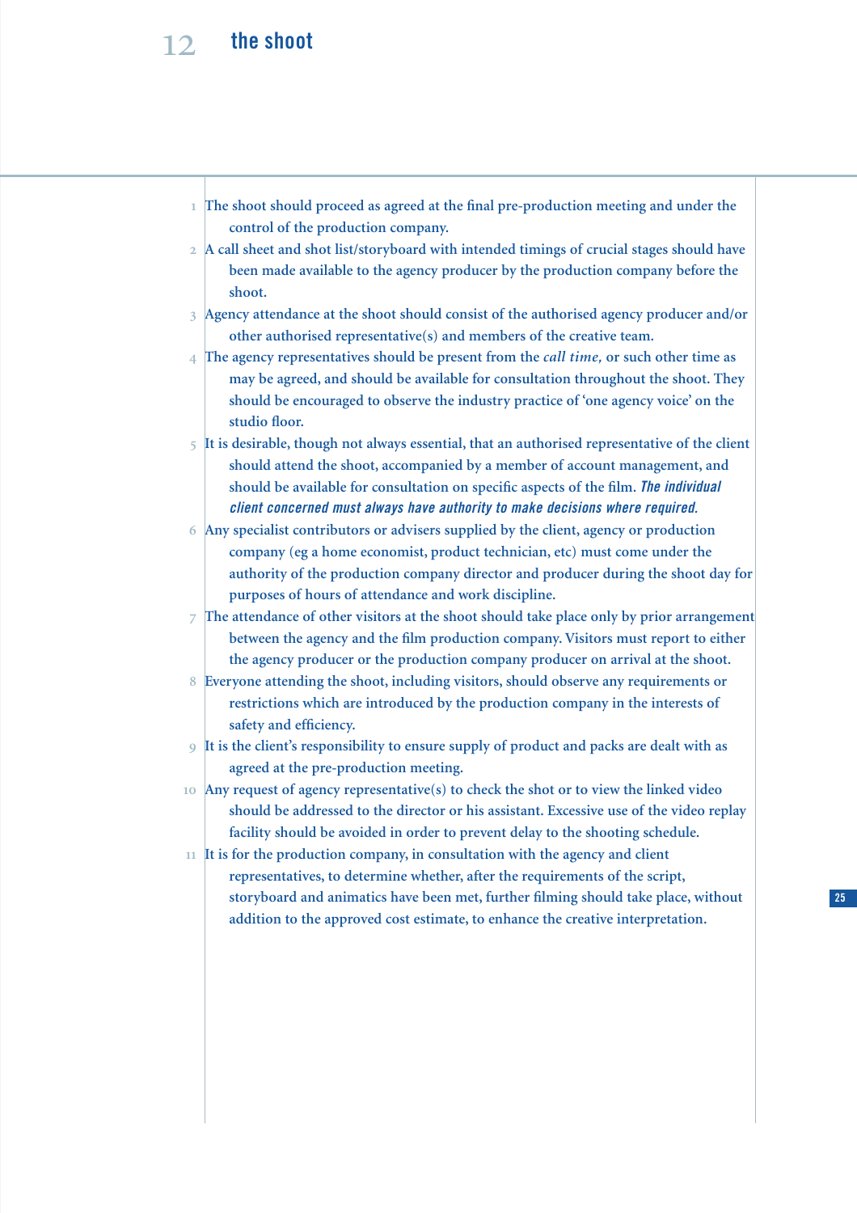# 12 the shoot

1. The shoot should proceed as agreed at the final pre-production meeting and under the control of the production company.
2. A call sheet and shot list/storyboard with intended timings of crucial stages should have been made available to the agency producer by the production company before the shoot.
3. Agency attendance at the shoot should consist of the authorised agency producer and/or other authorised representative(s) and members of the creative team.
4. The agency representatives should be present from the *call time,* or such other time as may be agreed, and should be available for consultation throughout the shoot. They should be encouraged to observe the industry practice of 'one agency voice' on the studio floor.
5. It is desirable, though not always essential, that an authorised representative of the client should attend the shoot, accompanied by a member of account management, and should be available for consultation on specific aspects of the film. ***The individual client concerned must always have authority to make decisions where required.***
6. Any specialist contributors or advisers supplied by the client, agency or production company (eg a home economist, product technician, etc) must come under the authority of the production company director and producer during the shoot day for purposes of hours of attendance and work discipline.
7. The attendance of other visitors at the shoot should take place only by prior arrangement between the agency and the film production company. Visitors must report to either the agency producer or the production company producer on arrival at the shoot.
8. Everyone attending the shoot, including visitors, should observe any requirements or restrictions which are introduced by the production company in the interests of safety and efficiency.
9. It is the client's responsibility to ensure supply of product and packs are dealt with as agreed at the pre-production meeting.
10. Any request of agency representative(s) to check the shot or to view the linked video should be addressed to the director or his assistant. Excessive use of the video replay facility should be avoided in order to prevent delay to the shooting schedule.
11. It is for the production company, in consultation with the agency and client representatives, to determine whether, after the requirements of the script, storyboard and animatics have been met, further filming should take place, without addition to the approved cost estimate, to enhance the creative interpretation.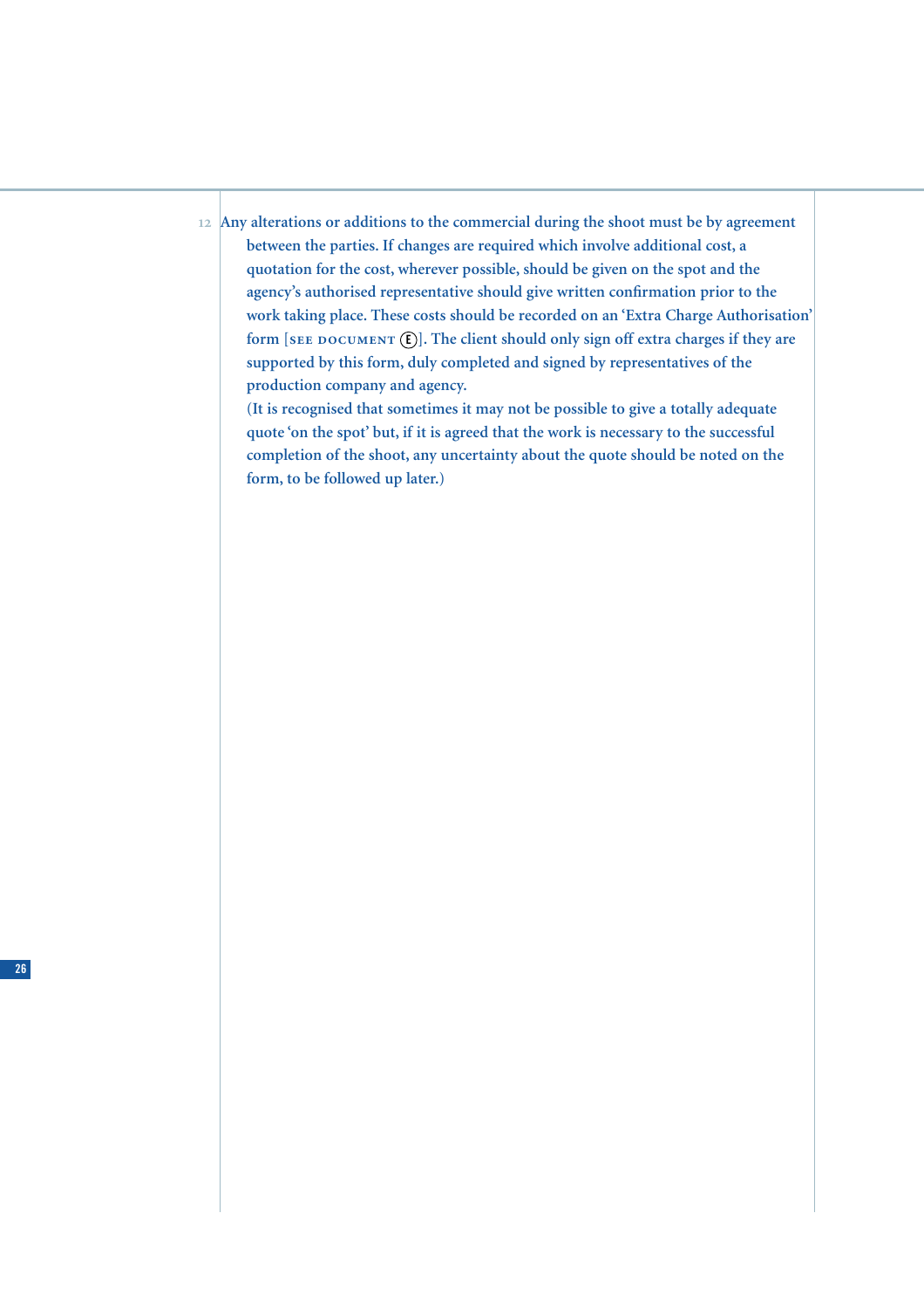12. Any alterations or additions to the commercial during the shoot must be by agreement between the parties. If changes are required which involve additional cost, a quotation for the cost, wherever possible, should be given on the spot and the agency's authorised representative should give written confirmation prior to the work taking place. These costs should be recorded on an 'Extra Charge Authorisation' form [SEE DOCUMENT Ⓔ]. The client should only sign off extra charges if they are supported by this form, duly completed and signed by representatives of the production company and agency.

    (It is recognised that sometimes it may not be possible to give a totally adequate quote 'on the spot' but, if it is agreed that the work is necessary to the successful completion of the shoot, any uncertainty about the quote should be noted on the form, to be followed up later.)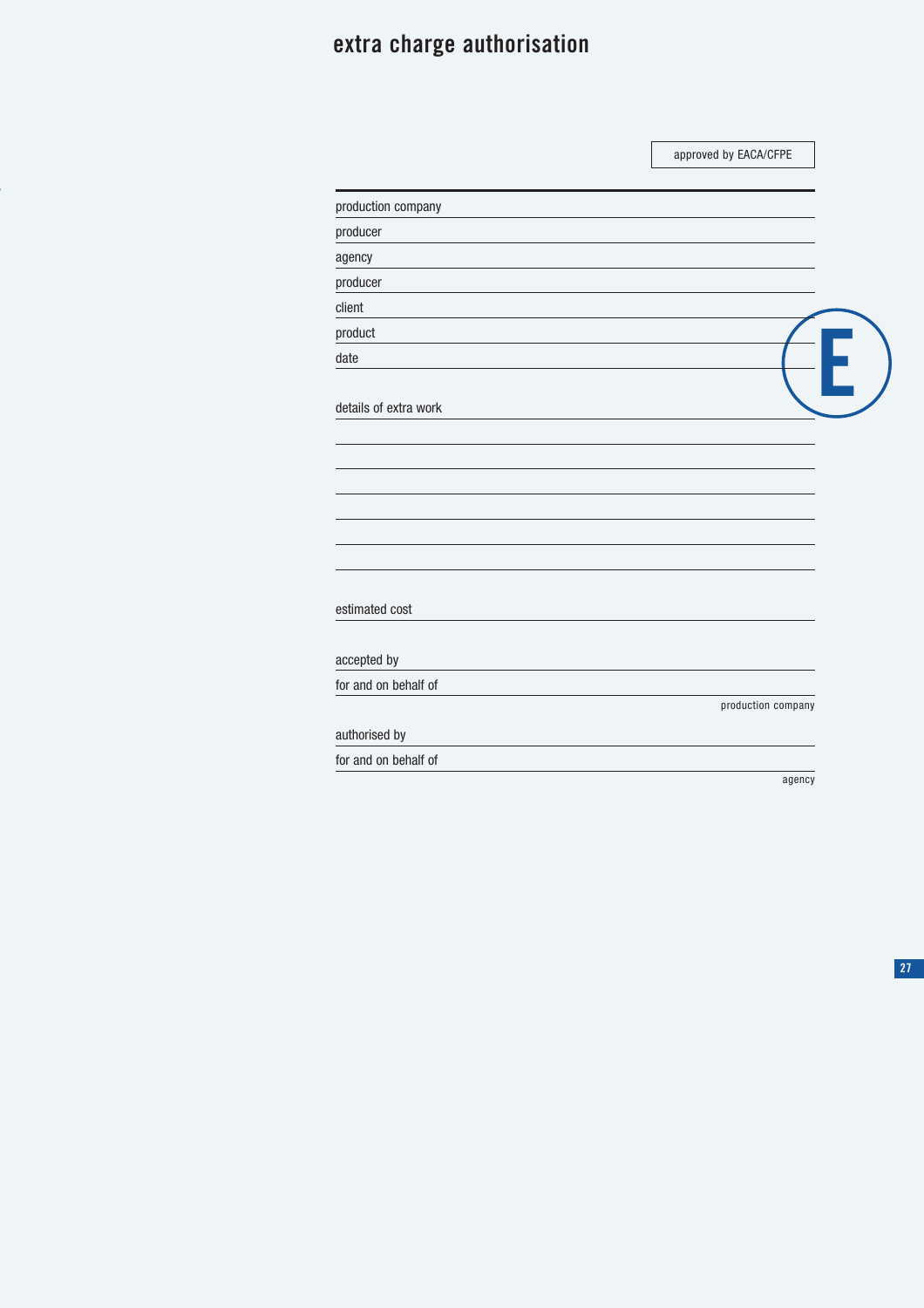# extra charge authorisation

approved by EACA/CFPE

production company

producer

agency

producer

client

product

date

E

details of extra work

estimated cost

accepted by

for and on behalf of

production company

authorised by

for and on behalf of

agency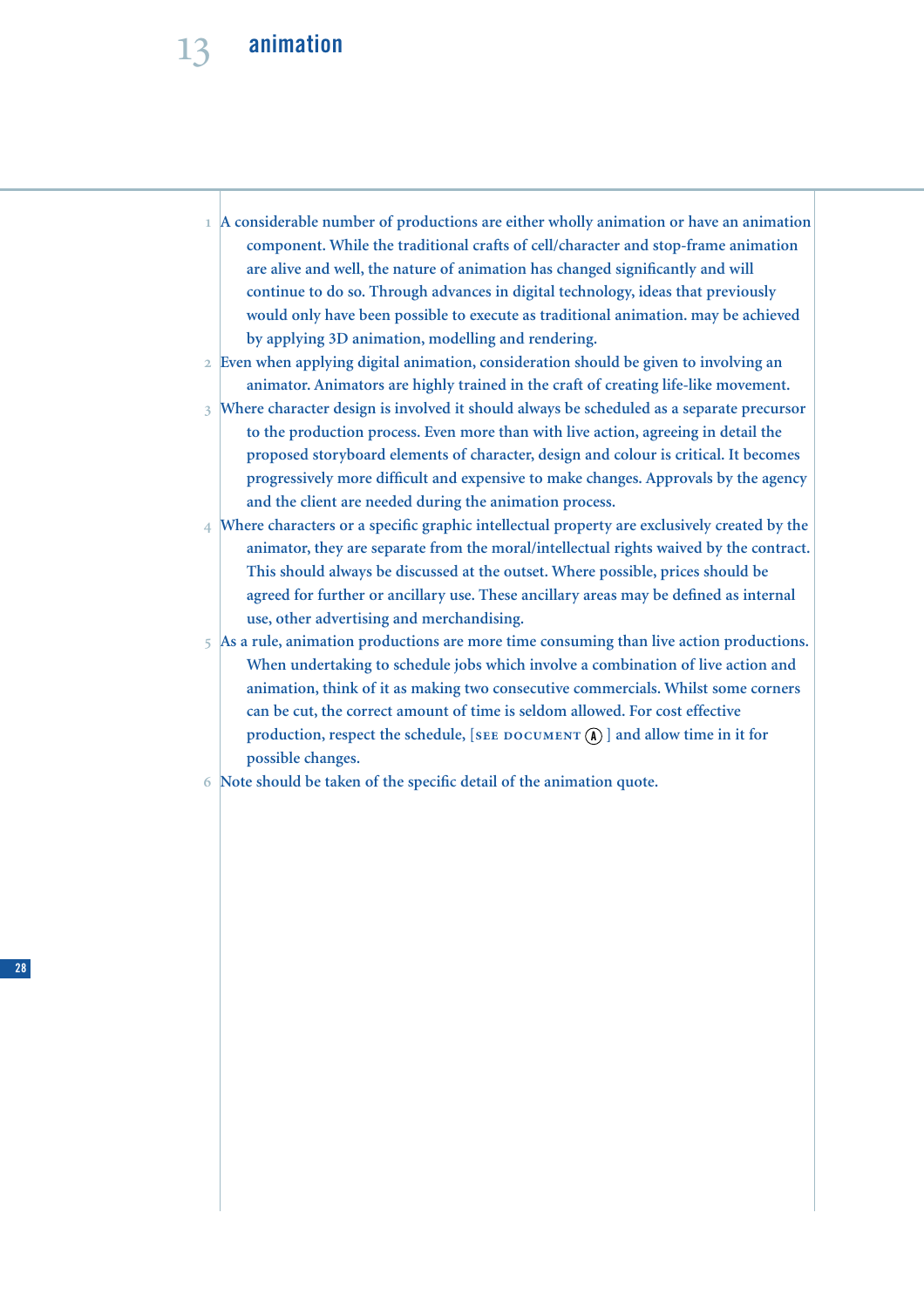# 13 animation

1. A considerable number of productions are either wholly animation or have an animation component. While the traditional crafts of cell/character and stop-frame animation are alive and well, the nature of animation has changed significantly and will continue to do so. Through advances in digital technology, ideas that previously would only have been possible to execute as traditional animation. may be achieved by applying 3D animation, modelling and rendering.
2. Even when applying digital animation, consideration should be given to involving an animator. Animators are highly trained in the craft of creating life-like movement.
3. Where character design is involved it should always be scheduled as a separate precursor to the production process. Even more than with live action, agreeing in detail the proposed storyboard elements of character, design and colour is critical. It becomes progressively more difficult and expensive to make changes. Approvals by the agency and the client are needed during the animation process.
4. Where characters or a specific graphic intellectual property are exclusively created by the animator, they are separate from the moral/intellectual rights waived by the contract. This should always be discussed at the outset. Where possible, prices should be agreed for further or ancillary use. These ancillary areas may be defined as internal use, other advertising and merchandising.
5. As a rule, animation productions are more time consuming than live action productions. When undertaking to schedule jobs which involve a combination of live action and animation, think of it as making two consecutive commercials. Whilst some corners can be cut, the correct amount of time is seldom allowed. For cost effective production, respect the schedule, [SEE DOCUMENT Ⓐ] and allow time in it for possible changes.
6. Note should be taken of the specific detail of the animation quote.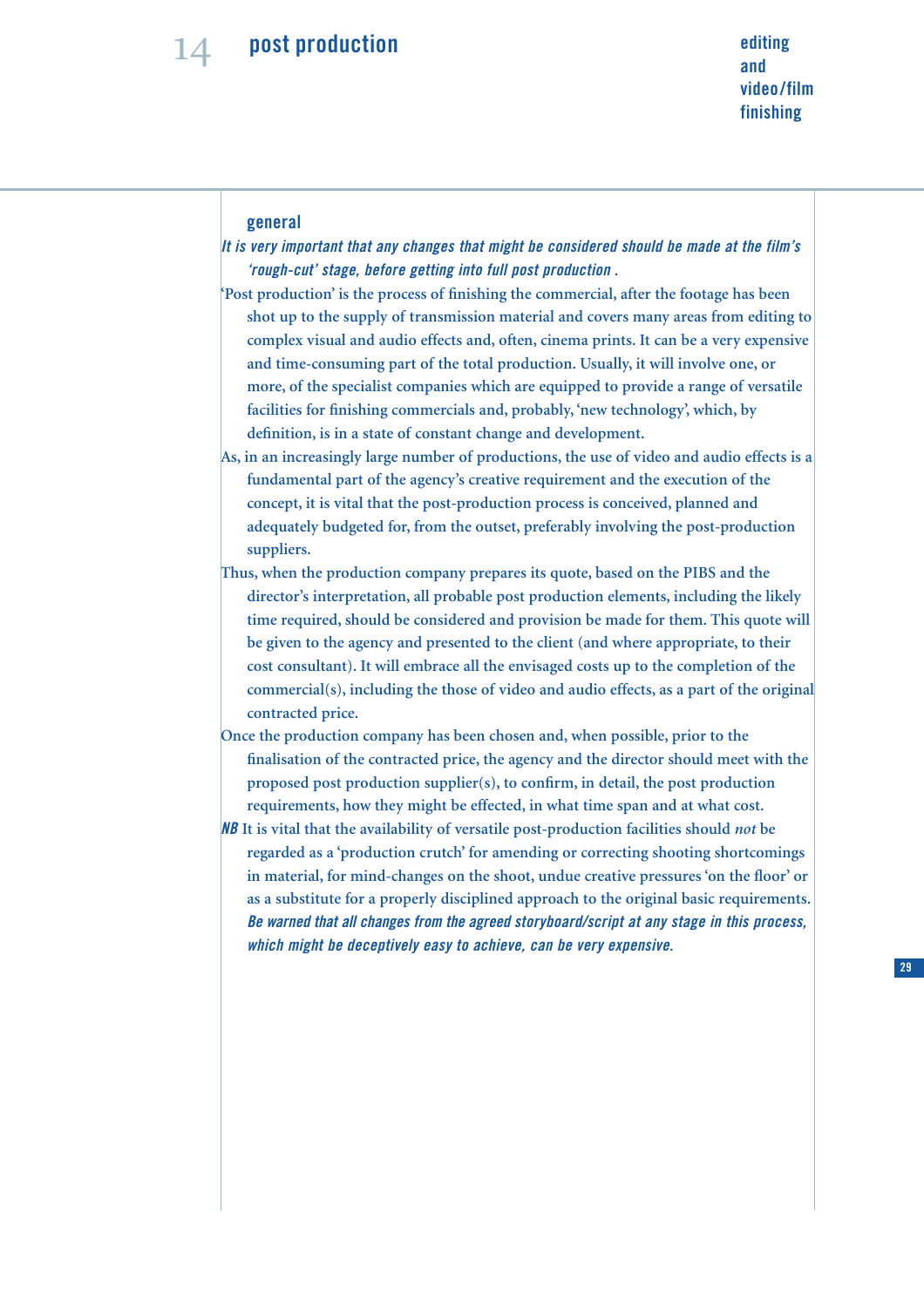# 14 post production

## editing and video/film finishing

### general

***It is very important that any changes that might be considered should be made at the film's 'rough-cut' stage, before getting into full post production .***

'Post production' is the process of finishing the commercial, after the footage has been shot up to the supply of transmission material and covers many areas from editing to complex visual and audio effects and, often, cinema prints. It can be a very expensive and time-consuming part of the total production. Usually, it will involve one, or more, of the specialist companies which are equipped to provide a range of versatile facilities for finishing commercials and, probably, 'new technology', which, by definition, is in a state of constant change and development.

As, in an increasingly large number of productions, the use of video and audio effects is a fundamental part of the agency's creative requirement and the execution of the concept, it is vital that the post-production process is conceived, planned and adequately budgeted for, from the outset, preferably involving the post-production suppliers.

Thus, when the production company prepares its quote, based on the PIBS and the director's interpretation, all probable post production elements, including the likely time required, should be considered and provision be made for them. This quote will be given to the agency and presented to the client (and where appropriate, to their cost consultant). It will embrace all the envisaged costs up to the completion of the commercial(s), including the those of video and audio effects, as a part of the original contracted price.

Once the production company has been chosen and, when possible, prior to the finalisation of the contracted price, the agency and the director should meet with the proposed post production supplier(s), to confirm, in detail, the post production requirements, how they might be effected, in what time span and at what cost.

***NB*** It is vital that the availability of versatile post-production facilities should *not* be regarded as a 'production crutch' for amending or correcting shooting shortcomings in material, for mind-changes on the shoot, undue creative pressures 'on the floor' or as a substitute for a properly disciplined approach to the original basic requirements. ***Be warned that all changes from the agreed storyboard/script at any stage in this process, which might be deceptively easy to achieve, can be very expensive.***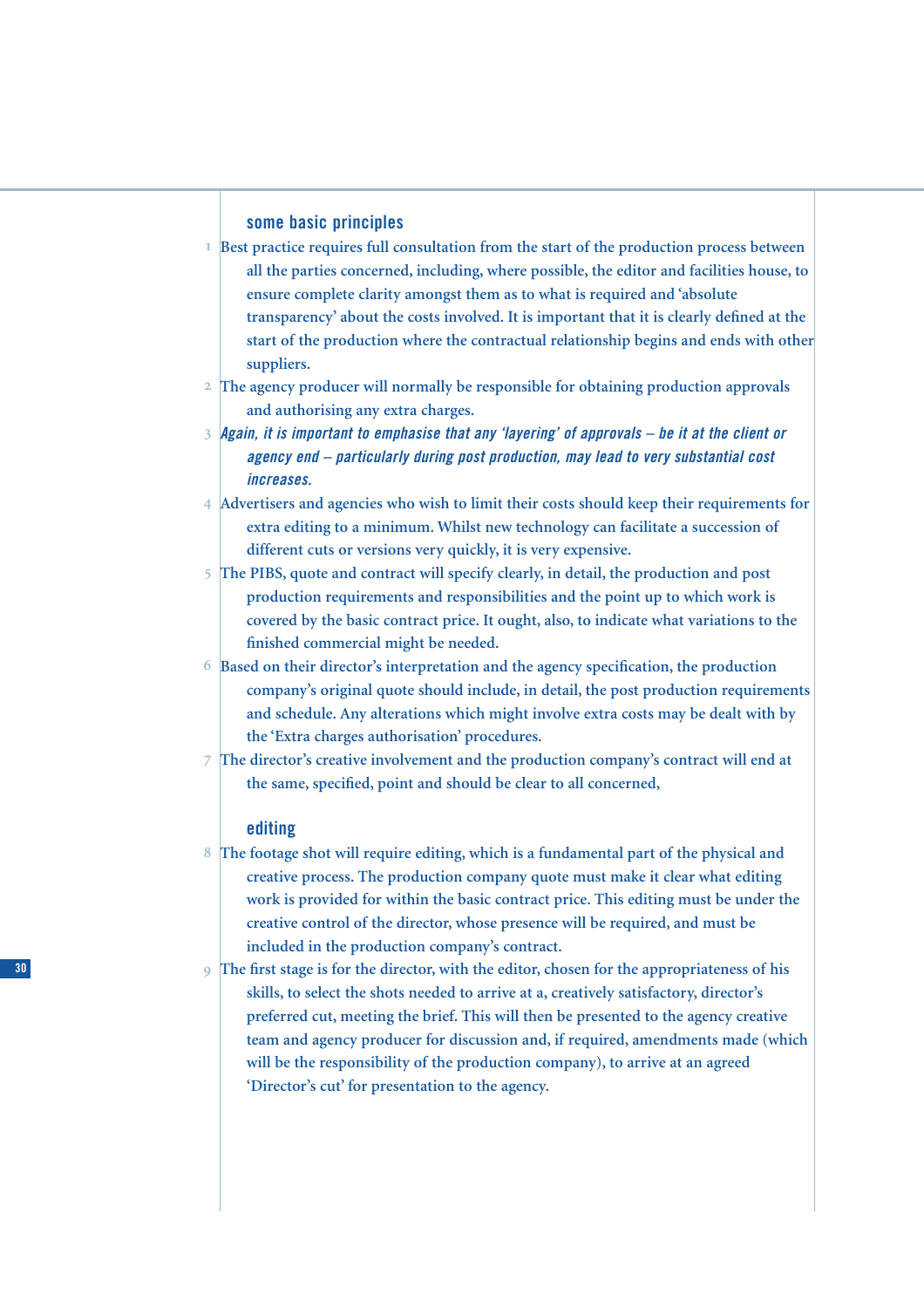## some basic principles

1. Best practice requires full consultation from the start of the production process between all the parties concerned, including, where possible, the editor and facilities house, to ensure complete clarity amongst them as to what is required and 'absolute transparency' about the costs involved. It is important that it is clearly defined at the start of the production where the contractual relationship begins and ends with other suppliers.
2. The agency producer will normally be responsible for obtaining production approvals and authorising any extra charges.
3. ***Again, it is important to emphasise that any 'layering' of approvals – be it at the client or agency end – particularly during post production, may lead to very substantial cost increases.***
4. Advertisers and agencies who wish to limit their costs should keep their requirements for extra editing to a minimum. Whilst new technology can facilitate a succession of different cuts or versions very quickly, it is very expensive.
5. The PIBS, quote and contract will specify clearly, in detail, the production and post production requirements and responsibilities and the point up to which work is covered by the basic contract price. It ought, also, to indicate what variations to the finished commercial might be needed.
6. Based on their director's interpretation and the agency specification, the production company's original quote should include, in detail, the post production requirements and schedule. Any alterations which might involve extra costs may be dealt with by the 'Extra charges authorisation' procedures.
7. The director's creative involvement and the production company's contract will end at the same, specified, point and should be clear to all concerned,

## editing

8. The footage shot will require editing, which is a fundamental part of the physical and creative process. The production company quote must make it clear what editing work is provided for within the basic contract price. This editing must be under the creative control of the director, whose presence will be required, and must be included in the production company's contract.
9. The first stage is for the director, with the editor, chosen for the appropriateness of his skills, to select the shots needed to arrive at a, creatively satisfactory, director's preferred cut, meeting the brief. This will then be presented to the agency creative team and agency producer for discussion and, if required, amendments made (which will be the responsibility of the production company), to arrive at an agreed 'Director's cut' for presentation to the agency.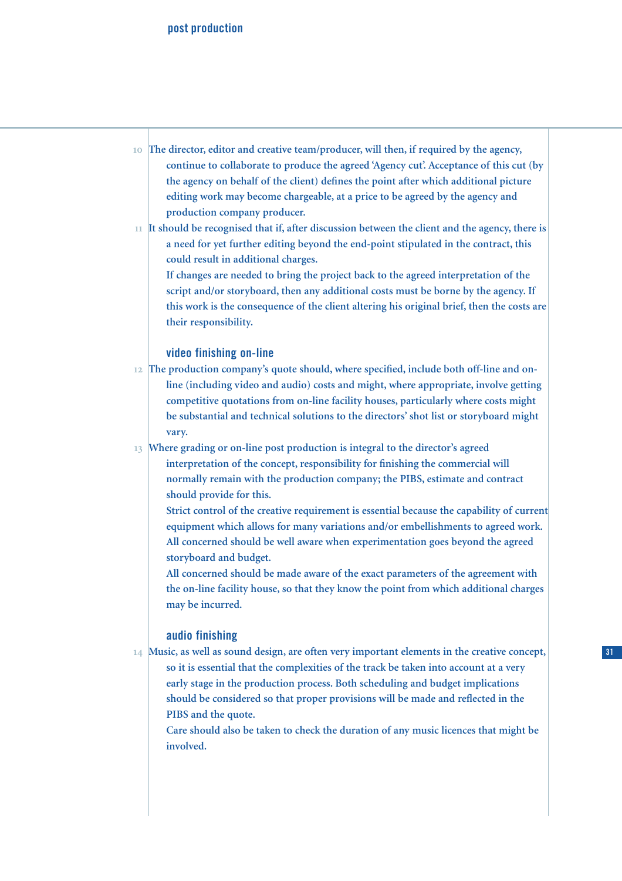10 The director, editor and creative team/producer, will then, if required by the agency, continue to collaborate to produce the agreed 'Agency cut'. Acceptance of this cut (by the agency on behalf of the client) defines the point after which additional picture editing work may become chargeable, at a price to be agreed by the agency and production company producer.

11 It should be recognised that if, after discussion between the client and the agency, there is a need for yet further editing beyond the end-point stipulated in the contract, this could result in additional charges.
If changes are needed to bring the project back to the agreed interpretation of the script and/or storyboard, then any additional costs must be borne by the agency. If this work is the consequence of the client altering his original brief, then the costs are their responsibility.

### video finishing on-line

12 The production company's quote should, where specified, include both off-line and on-line (including video and audio) costs and might, where appropriate, involve getting competitive quotations from on-line facility houses, particularly where costs might be substantial and technical solutions to the directors' shot list or storyboard might vary.

13 Where grading or on-line post production is integral to the director's agreed interpretation of the concept, responsibility for finishing the commercial will normally remain with the production company; the PIBS, estimate and contract should provide for this.
Strict control of the creative requirement is essential because the capability of current equipment which allows for many variations and/or embellishments to agreed work. All concerned should be well aware when experimentation goes beyond the agreed storyboard and budget.
All concerned should be made aware of the exact parameters of the agreement with the on-line facility house, so that they know the point from which additional charges may be incurred.

### audio finishing

14 Music, as well as sound design, are often very important elements in the creative concept, so it is essential that the complexities of the track be taken into account at a very early stage in the production process. Both scheduling and budget implications should be considered so that proper provisions will be made and reflected in the PIBS and the quote.
Care should also be taken to check the duration of any music licences that might be involved.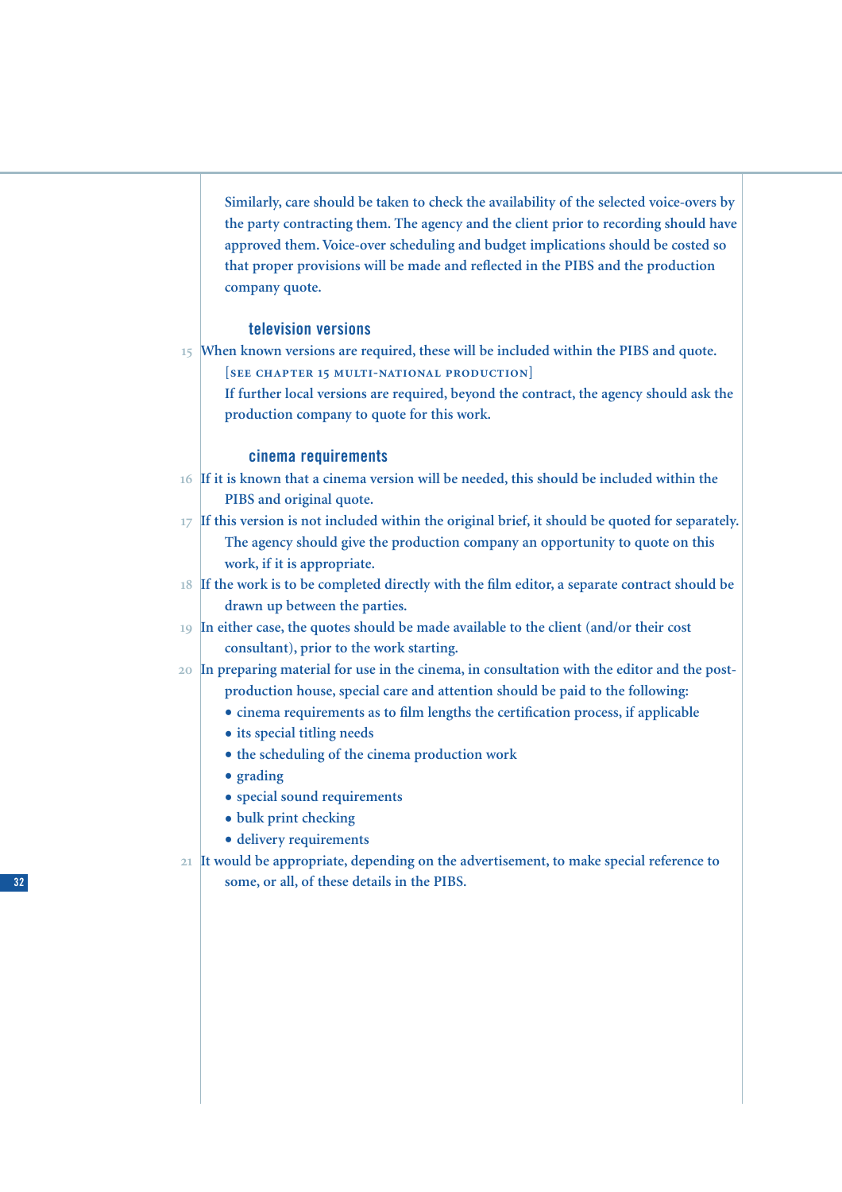Similarly, care should be taken to check the availability of the selected voice-overs by the party contracting them. The agency and the client prior to recording should have approved them. Voice-over scheduling and budget implications should be costed so that proper provisions will be made and reflected in the PIBS and the production company quote.

### television versions

15 When known versions are required, these will be included within the PIBS and quote. [SEE CHAPTER 15 MULTI-NATIONAL PRODUCTION]

If further local versions are required, beyond the contract, the agency should ask the production company to quote for this work.

### cinema requirements

16 If it is known that a cinema version will be needed, this should be included within the PIBS and original quote.

17 If this version is not included within the original brief, it should be quoted for separately. The agency should give the production company an opportunity to quote on this work, if it is appropriate.

18 If the work is to be completed directly with the film editor, a separate contract should be drawn up between the parties.

19 In either case, the quotes should be made available to the client (and/or their cost consultant), prior to the work starting.

20 In preparing material for use in the cinema, in consultation with the editor and the post-production house, special care and attention should be paid to the following:

- cinema requirements as to film lengths the certification process, if applicable
- its special titling needs
- the scheduling of the cinema production work
- grading
- special sound requirements
- bulk print checking
- delivery requirements

21 It would be appropriate, depending on the advertisement, to make special reference to some, or all, of these details in the PIBS.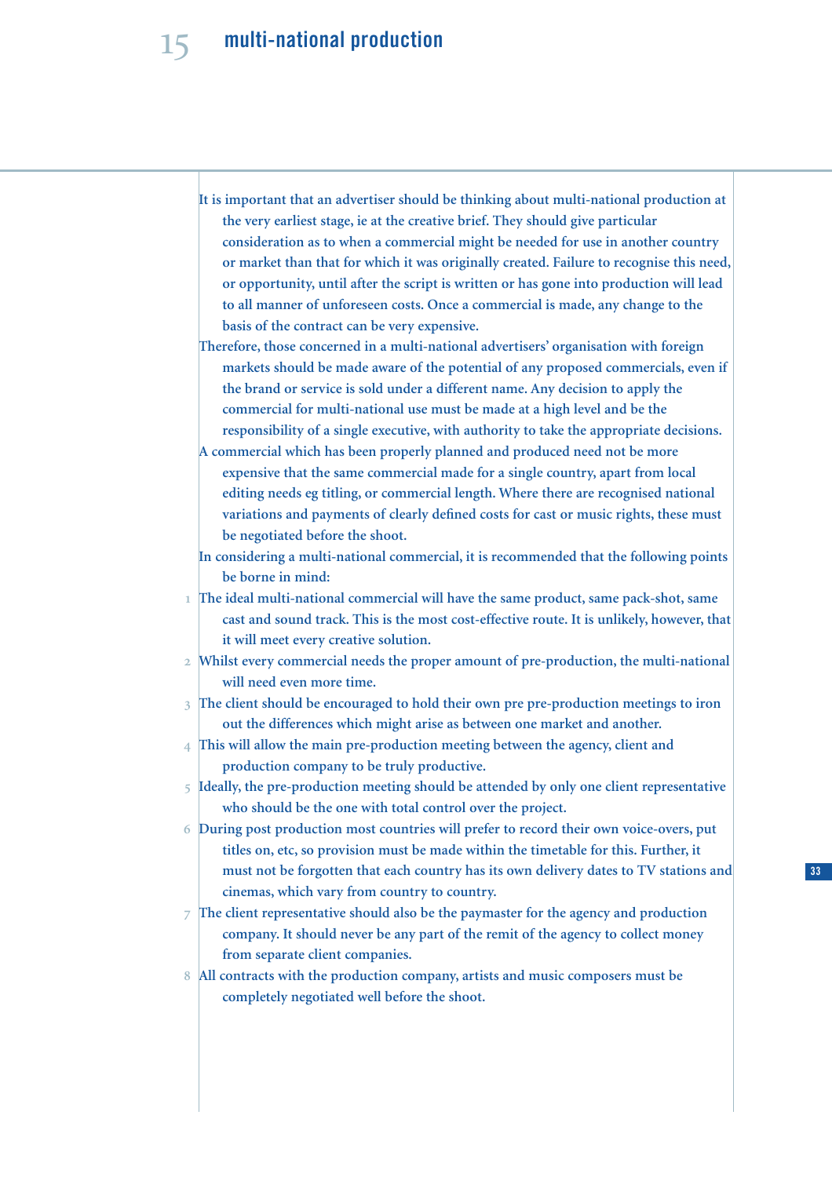# 15 multi-national production

It is important that an advertiser should be thinking about multi-national production at the very earliest stage, ie at the creative brief. They should give particular consideration as to when a commercial might be needed for use in another country or market than that for which it was originally created. Failure to recognise this need, or opportunity, until after the script is written or has gone into production will lead to all manner of unforeseen costs. Once a commercial is made, any change to the basis of the contract can be very expensive.

Therefore, those concerned in a multi-national advertisers' organisation with foreign markets should be made aware of the potential of any proposed commercials, even if the brand or service is sold under a different name. Any decision to apply the commercial for multi-national use must be made at a high level and be the responsibility of a single executive, with authority to take the appropriate decisions.

A commercial which has been properly planned and produced need not be more expensive that the same commercial made for a single country, apart from local editing needs eg titling, or commercial length. Where there are recognised national variations and payments of clearly defined costs for cast or music rights, these must be negotiated before the shoot.

In considering a multi-national commercial, it is recommended that the following points be borne in mind:

1. The ideal multi-national commercial will have the same product, same pack-shot, same cast and sound track. This is the most cost-effective route. It is unlikely, however, that it will meet every creative solution.
2. Whilst every commercial needs the proper amount of pre-production, the multi-national will need even more time.
3. The client should be encouraged to hold their own pre pre-production meetings to iron out the differences which might arise as between one market and another.
4. This will allow the main pre-production meeting between the agency, client and production company to be truly productive.
5. Ideally, the pre-production meeting should be attended by only one client representative who should be the one with total control over the project.
6. During post production most countries will prefer to record their own voice-overs, put titles on, etc, so provision must be made within the timetable for this. Further, it must not be forgotten that each country has its own delivery dates to TV stations and cinemas, which vary from country to country.
7. The client representative should also be the paymaster for the agency and production company. It should never be any part of the remit of the agency to collect money from separate client companies.
8. All contracts with the production company, artists and music composers must be completely negotiated well before the shoot.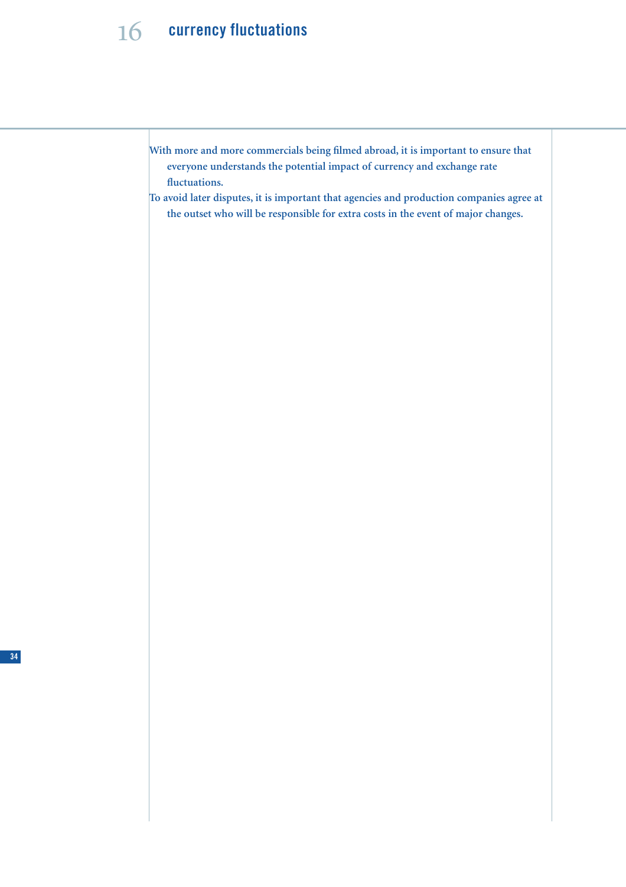## 16 currency fluctuations

With more and more commercials being filmed abroad, it is important to ensure that everyone understands the potential impact of currency and exchange rate fluctuations.

To avoid later disputes, it is important that agencies and production companies agree at the outset who will be responsible for extra costs in the event of major changes.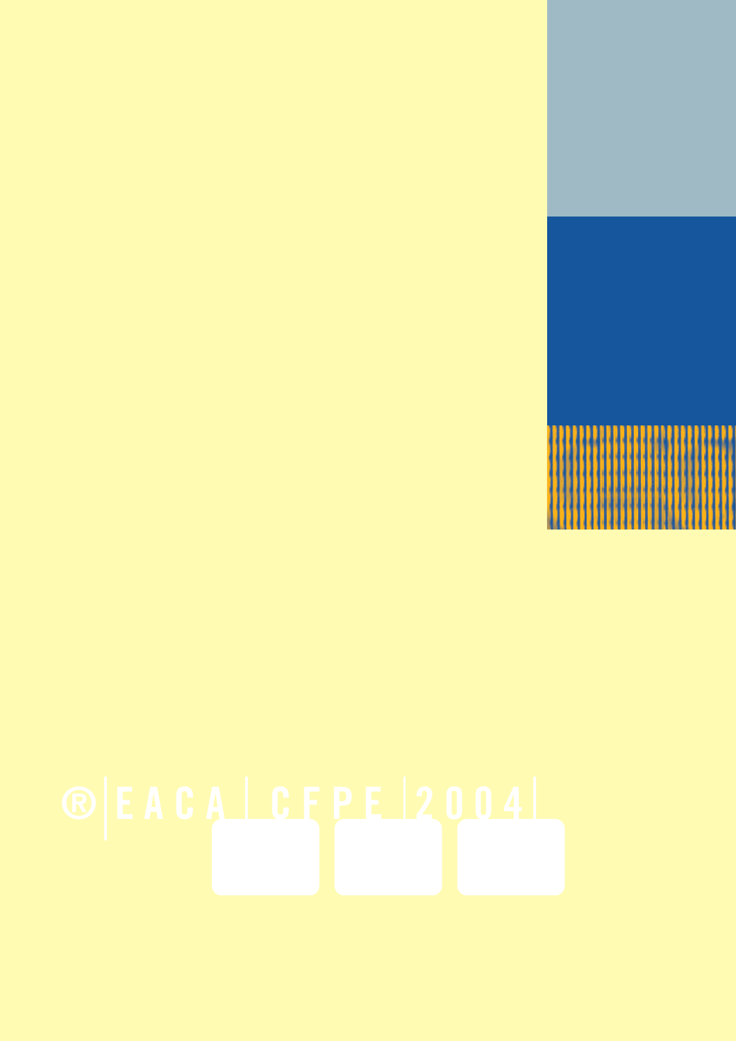® | EACA | CFPE | 2004